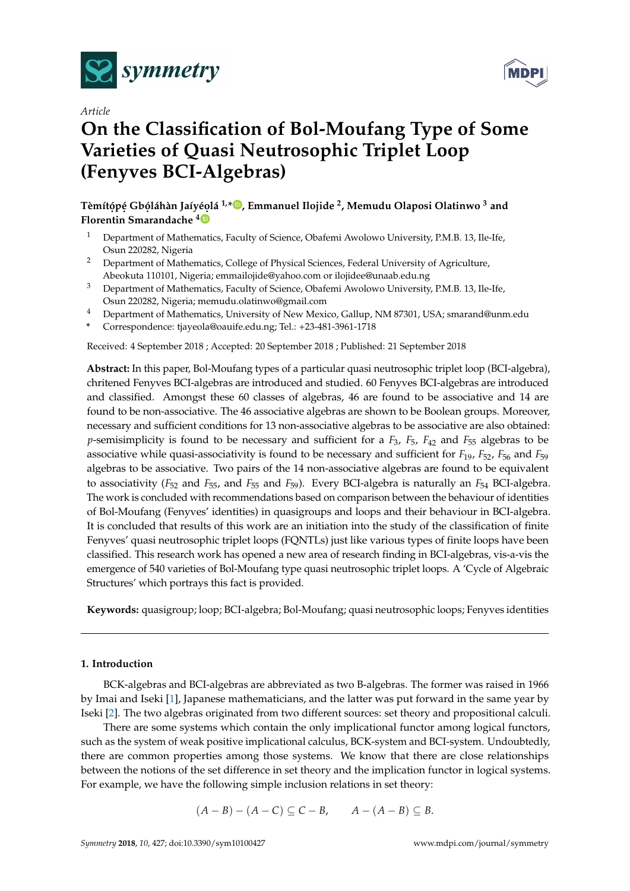*Article*

# On the Classification of Bol-Moufang Type of Some Varieties of Quasi Neutrosophic Triplet Loop (Fenyves BCI-Algebras)

**Tèmítọ́pẹ́ Gbọ́láhàn Jaíyéọlá [1,*], Emmanuel Ilojide [2], Memudu Olaposi Olatinwo [3] and Florentin Smarandache [4]**

[1] Department of Mathematics, Faculty of Science, Obafemi Awolowo University, P.M.B. 13, Ile-Ife, Osun 220282, Nigeria

[2] Department of Mathematics, College of Physical Sciences, Federal University of Agriculture, Abeokuta 110101, Nigeria; emmailojide@yahoo.com or ilojidee@unaab.edu.ng

[3] Department of Mathematics, Faculty of Science, Obafemi Awolowo University, P.M.B. 13, Ile-Ife, Osun 220282, Nigeria; memudu.olatinwo@gmail.com

[4] Department of Mathematics, University of New Mexico, Gallup, NM 87301, USA; smarand@unm.edu

\* Correspondence: tjayeola@oauife.edu.ng; Tel.: +23-481-3961-1718

Received: 4 September 2018 ; Accepted: 20 September 2018 ; Published: 21 September 2018

**Abstract:** In this paper, Bol-Moufang types of a particular quasi neutrosophic triplet loop (BCI-algebra), chritened Fenyves BCI-algebras are introduced and studied. 60 Fenyves BCI-algebras are introduced and classified. Amongst these 60 classes of algebras, 46 are found to be associative and 14 are found to be non-associative. The 46 associative algebras are shown to be Boolean groups. Moreover, necessary and sufficient conditions for 13 non-associative algebras to be associative are also obtained: $p$-semisimplicity is found to be necessary and sufficient for a $F_3$, $F_5$, $F_{42}$ and $F_{55}$ algebras to be associative while quasi-associativity is found to be necessary and sufficient for $F_{19}$, $F_{52}$, $F_{56}$ and $F_{59}$ algebras to be associative. Two pairs of the 14 non-associative algebras are found to be equivalent to associativity ($F_{52}$ and $F_{55}$, and $F_{55}$ and $F_{59}$). Every BCI-algebra is naturally an $F_{54}$ BCI-algebra. The work is concluded with recommendations based on comparison between the behaviour of identities of Bol-Moufang (Fenyves' identities) in quasigroups and loops and their behaviour in BCI-algebra. It is concluded that results of this work are an initiation into the study of the classification of finite Fenyves' quasi neutrosophic triplet loops (FQNTLs) just like various types of finite loops have been classified. This research work has opened a new area of research finding in BCI-algebras, vis-a-vis the emergence of 540 varieties of Bol-Moufang type quasi neutrosophic triplet loops. A 'Cycle of Algebraic Structures' which portrays this fact is provided.

**Keywords:** quasigroup; loop; BCI-algebra; Bol-Moufang; quasi neutrosophic loops; Fenyves identities

---

## 1. Introduction

BCK-algebras and BCI-algebras are abbreviated as two B-algebras. The former was raised in 1966 by Imai and Iseki [1], Japanese mathematicians, and the latter was put forward in the same year by Iseki [2]. The two algebras originated from two different sources: set theory and propositional calculi.

There are some systems which contain the only implicational functor among logical functors, such as the system of weak positive implicational calculus, BCK-system and BCI-system. Undoubtedly, there are common properties among those systems. We know that there are close relationships between the notions of the set difference in set theory and the implication functor in logical systems. For example, we have the following simple inclusion relations in set theory:

$$(A - B) - (A - C) \subseteq C - B, \qquad A - (A - B) \subseteq B.$$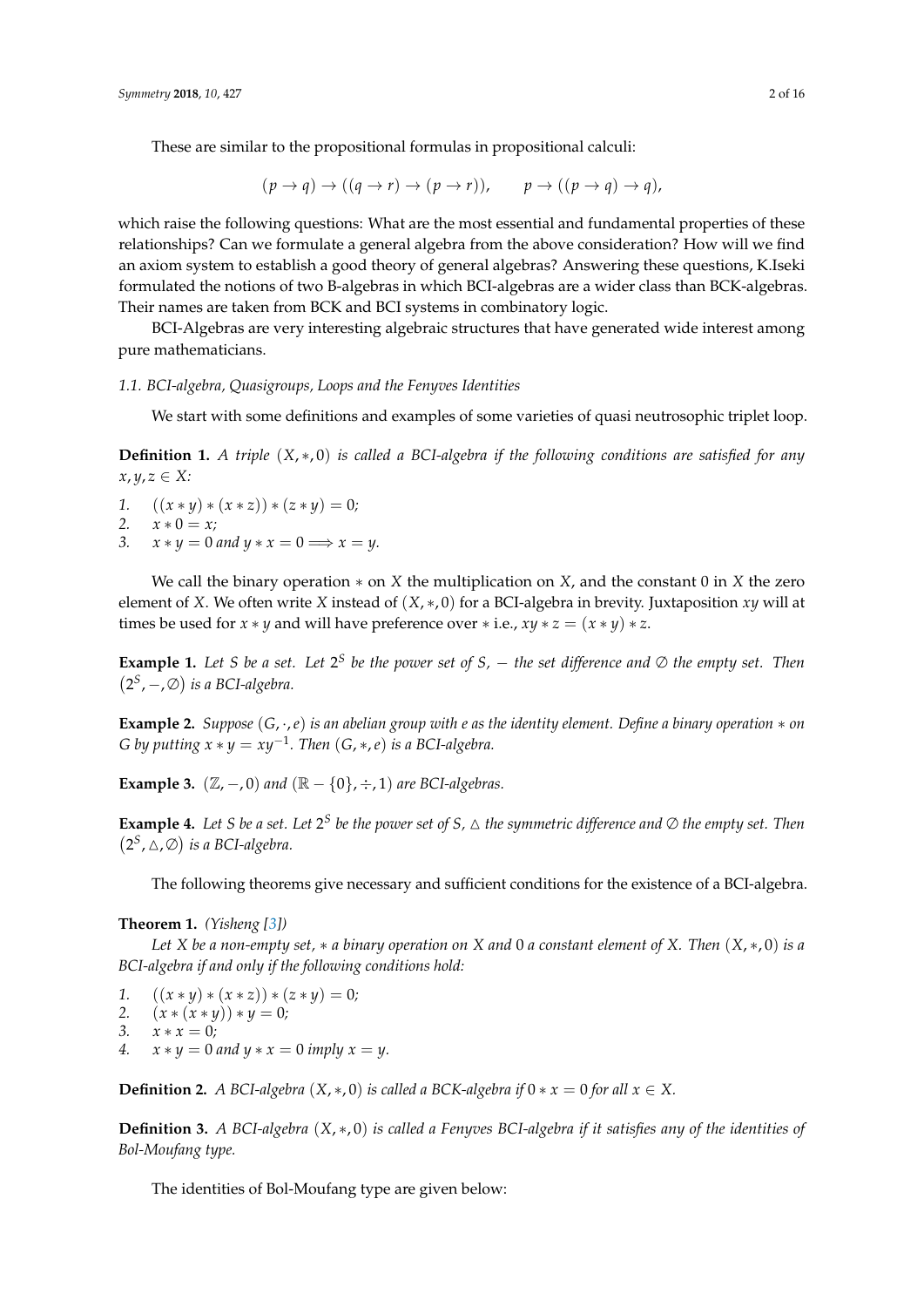These are similar to the propositional formulas in propositional calculi:

$$(p \to q) \to ((q \to r) \to (p \to r)), \qquad p \to ((p \to q) \to q),$$

which raise the following questions: What are the most essential and fundamental properties of these relationships? Can we formulate a general algebra from the above consideration? How will we find an axiom system to establish a good theory of general algebras? Answering these questions, K.Iseki formulated the notions of two B-algebras in which BCI-algebras are a wider class than BCK-algebras. Their names are taken from BCK and BCI systems in combinatory logic.

BCI-Algebras are very interesting algebraic structures that have generated wide interest among pure mathematicians.

### 1.1. BCI-algebra, Quasigroups, Loops and the Fenyves Identities

We start with some definitions and examples of some varieties of quasi neutrosophic triplet loop.

**Definition 1.** *A triple $(X, *, 0)$ is called a BCI-algebra if the following conditions are satisfied for any $x, y, z \in X$:*

1. $((x * y) * (x * z)) * (z * y) = 0$;
2. $x * 0 = x$;
3. $x * y = 0$ *and* $y * x = 0 \Longrightarrow x = y$.

We call the binary operation $*$ on $X$ the multiplication on $X$, and the constant 0 in $X$ the zero element of $X$. We often write $X$ instead of $(X, *, 0)$ for a BCI-algebra in brevity. Juxtaposition $xy$ will at times be used for $x * y$ and will have preference over $*$ i.e., $xy * z = (x * y) * z$.

**Example 1.** *Let $S$ be a set. Let $2^S$ be the power set of $S$, $-$ the set difference and $\emptyset$ the empty set. Then $(2^S, -, \emptyset)$ is a BCI-algebra.*

**Example 2.** *Suppose $(G, \cdot, e)$ is an abelian group with $e$ as the identity element. Define a binary operation $*$ on $G$ by putting $x * y = xy^{-1}$. Then $(G, *, e)$ is a BCI-algebra.*

**Example 3.** $(\mathbb{Z}, -, 0)$ *and* $(\mathbb{R} - \{0\}, \div, 1)$ *are BCI-algebras.*

**Example 4.** *Let $S$ be a set. Let $2^S$ be the power set of $S$, $\triangle$ the symmetric difference and $\emptyset$ the empty set. Then $(2^S, \triangle, \emptyset)$ is a BCI-algebra.*

The following theorems give necessary and sufficient conditions for the existence of a BCI-algebra.

**Theorem 1.** *(Yisheng [3])*

*Let $X$ be a non-empty set, $*$ a binary operation on $X$ and 0 a constant element of $X$. Then $(X, *, 0)$ is a BCI-algebra if and only if the following conditions hold:*

1. $((x * y) * (x * z)) * (z * y) = 0$;
2. $(x * (x * y)) * y = 0$;
3. $x * x = 0$;
4. $x * y = 0$ *and* $y * x = 0$ *imply* $x = y$.

**Definition 2.** *A BCI-algebra $(X, *, 0)$ is called a BCK-algebra if $0 * x = 0$ for all $x \in X$.*

**Definition 3.** *A BCI-algebra $(X, *, 0)$ is called a Fenyves BCI-algebra if it satisfies any of the identities of Bol-Moufang type.*

The identities of Bol-Moufang type are given below: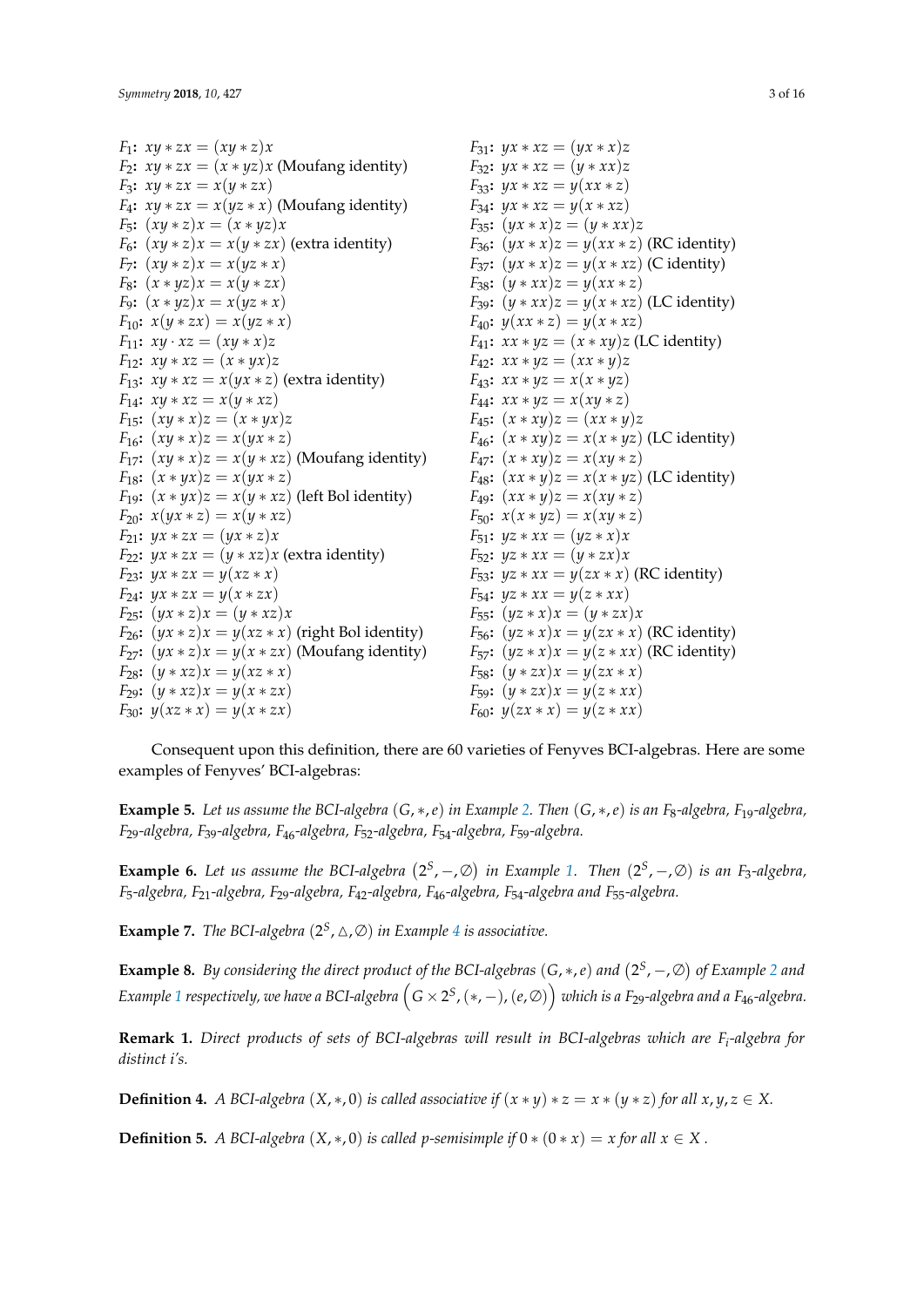$F_1$: $xy * zx = (xy * z)x$
$F_2$: $xy * zx = (x * yz)x$ (Moufang identity)
$F_3$: $xy * zx = x(y * zx)$
$F_4$: $xy * zx = x(yz * x)$ (Moufang identity)
$F_5$: $(xy * z)x = (x * yz)x$
$F_6$: $(xy * z)x = x(y * zx)$ (extra identity)
$F_7$: $(xy * z)x = x(yz * x)$
$F_8$: $(x * yz)x = x(y * zx)$
$F_9$: $(x * yz)x = x(yz * x)$
$F_{10}$: $x(y * zx) = x(yz * x)$
$F_{11}$: $xy \cdot xz = (xy * x)z$
$F_{12}$: $xy * xz = (x * yx)z$
$F_{13}$: $xy * xz = x(yx * z)$ (extra identity)
$F_{14}$: $xy * xz = x(y * xz)$
$F_{15}$: $(xy * x)z = (x * yx)z$
$F_{16}$: $(xy * x)z = x(yx * z)$
$F_{17}$: $(xy * x)z = x(y * xz)$ (Moufang identity)
$F_{18}$: $(x * yx)z = x(yx * z)$
$F_{19}$: $(x * yx)z = x(y * xz)$ (left Bol identity)
$F_{20}$: $x(yx * z) = x(y * xz)$
$F_{21}$: $yx * zx = (yx * z)x$
$F_{22}$: $yx * zx = (y * xz)x$ (extra identity)
$F_{23}$: $yx * zx = y(xz * x)$
$F_{24}$: $yx * zx = y(x * zx)$
$F_{25}$: $(yx * z)x = (y * xz)x$
$F_{26}$: $(yx * z)x = y(xz * x)$ (right Bol identity)
$F_{27}$: $(yx * z)x = y(x * zx)$ (Moufang identity)
$F_{28}$: $(y * xz)x = y(xz * x)$
$F_{29}$: $(y * xz)x = y(x * zx)$
$F_{30}$: $y(xz * x) = y(x * zx)$
$F_{31}$: $yx * xz = (yx * x)z$
$F_{32}$: $yx * xz = (y * xx)z$
$F_{33}$: $yx * xz = y(xx * z)$
$F_{34}$: $yx * xz = y(x * xz)$
$F_{35}$: $(yx * x)z = (y * xx)z$
$F_{36}$: $(yx * x)z = y(xx * z)$ (RC identity)
$F_{37}$: $(yx * x)z = y(x * xz)$ (C identity)
$F_{38}$: $(y * xx)z = y(xx * z)$
$F_{39}$: $(y * xx)z = y(x * xz)$ (LC identity)
$F_{40}$: $y(xx * z) = y(x * xz)$
$F_{41}$: $xx * yz = (x * xy)z$ (LC identity)
$F_{42}$: $xx * yz = (xx * y)z$
$F_{43}$: $xx * yz = x(x * yz)$
$F_{44}$: $xx * yz = x(xy * z)$
$F_{45}$: $(x * xy)z = (xx * y)z$
$F_{46}$: $(x * xy)z = x(x * yz)$ (LC identity)
$F_{47}$: $(x * xy)z = x(xy * z)$
$F_{48}$: $(xx * y)z = x(x * yz)$ (LC identity)
$F_{49}$: $(xx * y)z = x(xy * z)$
$F_{50}$: $x(x * yz) = x(xy * z)$
$F_{51}$: $yz * xx = (yz * x)x$
$F_{52}$: $yz * xx = (y * zx)x$
$F_{53}$: $yz * xx = y(zx * x)$ (RC identity)
$F_{54}$: $yz * xx = y(z * xx)$
$F_{55}$: $(yz * x)x = (y * zx)x$
$F_{56}$: $(yz * x)x = y(zx * x)$ (RC identity)
$F_{57}$: $(yz * x)x = y(z * xx)$ (RC identity)
$F_{58}$: $(y * zx)x = y(zx * x)$
$F_{59}$: $(y * zx)x = y(z * xx)$
$F_{60}$: $y(zx * x) = y(z * xx)$

Consequent upon this definition, there are 60 varieties of Fenyves BCI-algebras. Here are some examples of Fenyves' BCI-algebras:

**Example 5.** *Let us assume the BCI-algebra $(G, *, e)$ in Example 2. Then $(G, *, e)$ is an $F_8$-algebra, $F_{19}$-algebra, $F_{29}$-algebra, $F_{39}$-algebra, $F_{46}$-algebra, $F_{52}$-algebra, $F_{54}$-algebra, $F_{59}$-algebra.*

**Example 6.** *Let us assume the BCI-algebra $(2^S, -, \emptyset)$ in Example 1. Then $(2^S, -, \emptyset)$ is an $F_3$-algebra, $F_5$-algebra, $F_{21}$-algebra, $F_{29}$-algebra, $F_{42}$-algebra, $F_{46}$-algebra, $F_{54}$-algebra and $F_{55}$-algebra.*

**Example 7.** *The BCI-algebra $(2^S, \triangle, \emptyset)$ in Example 4 is associative.*

**Example 8.** *By considering the direct product of the BCI-algebras $(G, *, e)$ and $(2^S, -, \emptyset)$ of Example 2 and Example 1 respectively, we have a BCI-algebra $\Big(G \times 2^S, (*, -), (e, \emptyset)\Big)$ which is a $F_{29}$-algebra and a $F_{46}$-algebra.*

**Remark 1.** *Direct products of sets of BCI-algebras will result in BCI-algebras which are $F_i$-algebra for distinct $i$'s.*

**Definition 4.** *A BCI-algebra $(X, *, 0)$ is called associative if $(x * y) * z = x * (y * z)$ for all $x, y, z \in X$.*

**Definition 5.** *A BCI-algebra $(X, *, 0)$ is called p-semisimple if $0 * (0 * x) = x$ for all $x \in X$.*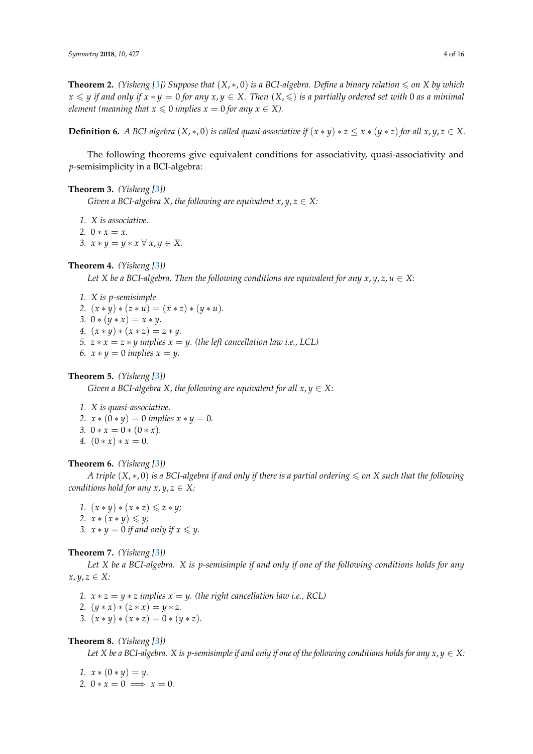**Theorem 2.** *(Yisheng [3]) Suppose that $(X, *, 0)$ is a BCI-algebra. Define a binary relation $\leqslant$ on $X$ by which $x \leqslant y$ if and only if $x * y = 0$ for any $x, y \in X$. Then $(X, \leqslant)$ is a partially ordered set with 0 as a minimal element (meaning that $x \leqslant 0$ implies $x = 0$ for any $x \in X$).*

**Definition 6.** *A BCI-algebra $(X, *, 0)$ is called quasi-associative if $(x * y) * z \leq x * (y * z)$ for all $x, y, z \in X$.*

The following theorems give equivalent conditions for associativity, quasi-associativity and $p$-semisimplicity in a BCI-algebra:

**Theorem 3.** *(Yisheng [3])*

*Given a BCI-algebra $X$, the following are equivalent $x, y, z \in X$:*

1. *$X$ is associative.*
2. *$0 * x = x$.*
3. *$x * y = y * x \; \forall \; x, y \in X$.*

**Theorem 4.** *(Yisheng [3])*

*Let $X$ be a BCI-algebra. Then the following conditions are equivalent for any $x, y, z, u \in X$:*

1. *$X$ is $p$-semisimple*
2. *$(x * y) * (z * u) = (x * z) * (y * u)$.*
3. *$0 * (y * x) = x * y$.*
4. *$(x * y) * (x * z) = z * y$.*
5. *$z * x = z * y$ implies $x = y$. (the left cancellation law i.e., LCL)*
6. *$x * y = 0$ implies $x = y$.*

**Theorem 5.** *(Yisheng [3])*

*Given a BCI-algebra $X$, the following are equivalent for all $x, y \in X$:*

1. *$X$ is quasi-associative.*
2. *$x * (0 * y) = 0$ implies $x * y = 0$.*
3. *$0 * x = 0 * (0 * x)$.*
4. *$(0 * x) * x = 0$.*

**Theorem 6.** *(Yisheng [3])*

*A triple $(X, *, 0)$ is a BCI-algebra if and only if there is a partial ordering $\leqslant$ on $X$ such that the following conditions hold for any $x, y, z \in X$:*

1. *$(x * y) * (x * z) \leqslant z * y$;*
2. *$x * (x * y) \leqslant y$;*
3. *$x * y = 0$ if and only if $x \leqslant y$.*

**Theorem 7.** *(Yisheng [3])*

*Let $X$ be a BCI-algebra. $X$ is $p$-semisimple if and only if one of the following conditions holds for any $x, y, z \in X$:*

1. *$x * z = y * z$ implies $x = y$. (the right cancellation law i.e., RCL)*
2. *$(y * x) * (z * x) = y * z$.*
3. *$(x * y) * (x * z) = 0 * (y * z)$.*

**Theorem 8.** *(Yisheng [3])*

*Let $X$ be a BCI-algebra. $X$ is $p$-semisimple if and only if one of the following conditions holds for any $x, y \in X$:*

1. *$x * (0 * y) = y$.*
2. *$0 * x = 0 \implies x = 0$.*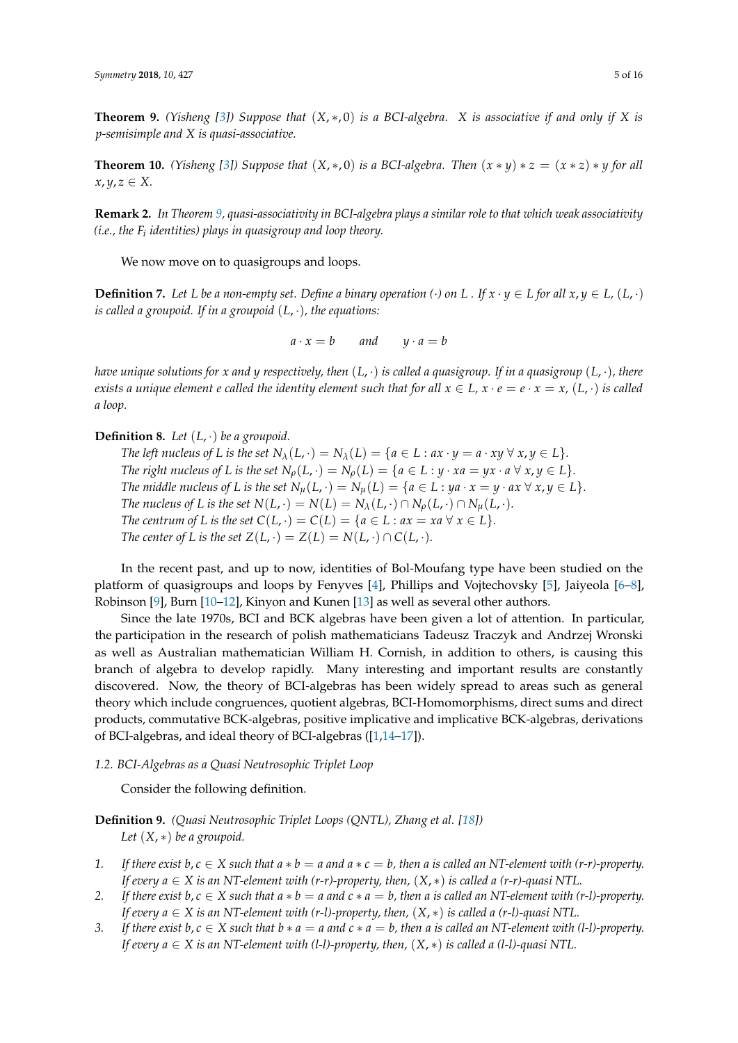**Theorem 9.** *(Yisheng [3]) Suppose that $(X, *, 0)$ is a BCI-algebra. X is associative if and only if X is p-semisimple and X is quasi-associative.*

**Theorem 10.** *(Yisheng [3]) Suppose that $(X, *, 0)$ is a BCI-algebra. Then $(x * y) * z = (x * z) * y$ for all $x, y, z \in X$.*

**Remark 2.** *In Theorem 9, quasi-associativity in BCI-algebra plays a similar role to that which weak associativity (i.e., the $F_i$ identities) plays in quasigroup and loop theory.*

We now move on to quasigroups and loops.

**Definition 7.** *Let L be a non-empty set. Define a binary operation $(\cdot)$ on L . If $x \cdot y \in L$ for all $x, y \in L$, $(L, \cdot)$ is called a groupoid. If in a groupoid $(L, \cdot)$, the equations:*

$$a \cdot x = b \qquad \text{and} \qquad y \cdot a = b$$

*have unique solutions for x and y respectively, then $(L, \cdot)$ is called a quasigroup. If in a quasigroup $(L, \cdot)$, there exists a unique element e called the identity element such that for all $x \in L$, $x \cdot e = e \cdot x = x$, $(L, \cdot)$ is called a loop.*

**Definition 8.** *Let $(L, \cdot)$ be a groupoid.*

*The left nucleus of L is the set $N_\lambda(L, \cdot) = N_\lambda(L) = \{a \in L : ax \cdot y = a \cdot xy \ \forall\ x, y \in L\}$.*
*The right nucleus of L is the set $N_\rho(L, \cdot) = N_\rho(L) = \{a \in L : y \cdot xa = yx \cdot a \ \forall\ x, y \in L\}$.*
*The middle nucleus of L is the set $N_\mu(L, \cdot) = N_\mu(L) = \{a \in L : ya \cdot x = y \cdot ax \ \forall\ x, y \in L\}$.*
*The nucleus of L is the set $N(L, \cdot) = N(L) = N_\lambda(L, \cdot) \cap N_\rho(L, \cdot) \cap N_\mu(L, \cdot)$.*
*The centrum of L is the set $C(L, \cdot) = C(L) = \{a \in L : ax = xa \ \forall\ x \in L\}$.*
*The center of L is the set $Z(L, \cdot) = Z(L) = N(L, \cdot) \cap C(L, \cdot)$.*

In the recent past, and up to now, identities of Bol-Moufang type have been studied on the platform of quasigroups and loops by Fenyves [4], Phillips and Vojtechovsky [5], Jaiyeola [6–8], Robinson [9], Burn [10–12], Kinyon and Kunen [13] as well as several other authors.

Since the late 1970s, BCI and BCK algebras have been given a lot of attention. In particular, the participation in the research of polish mathematicians Tadeusz Traczyk and Andrzej Wronski as well as Australian mathematician William H. Cornish, in addition to others, is causing this branch of algebra to develop rapidly. Many interesting and important results are constantly discovered. Now, the theory of BCI-algebras has been widely spread to areas such as general theory which include congruences, quotient algebras, BCI-Homomorphisms, direct sums and direct products, commutative BCK-algebras, positive implicative and implicative BCK-algebras, derivations of BCI-algebras, and ideal theory of BCI-algebras ([1,14–17]).

### 1.2. BCI-Algebras as a Quasi Neutrosophic Triplet Loop

Consider the following definition.

**Definition 9.** *(Quasi Neutrosophic Triplet Loops (QNTL), Zhang et al. [18])*
*Let $(X, *)$ be a groupoid.*

1. *If there exist $b, c \in X$ such that $a * b = a$ and $a * c = b$, then a is called an NT-element with (r-r)-property. If every $a \in X$ is an NT-element with (r-r)-property, then, $(X, *)$ is called a (r-r)-quasi NTL.*
2. *If there exist $b, c \in X$ such that $a * b = a$ and $c * a = b$, then a is called an NT-element with (r-l)-property. If every $a \in X$ is an NT-element with (r-l)-property, then, $(X, *)$ is called a (r-l)-quasi NTL.*
3. *If there exist $b, c \in X$ such that $b * a = a$ and $c * a = b$, then a is called an NT-element with (l-l)-property. If every $a \in X$ is an NT-element with (l-l)-property, then, $(X, *)$ is called a (l-l)-quasi NTL.*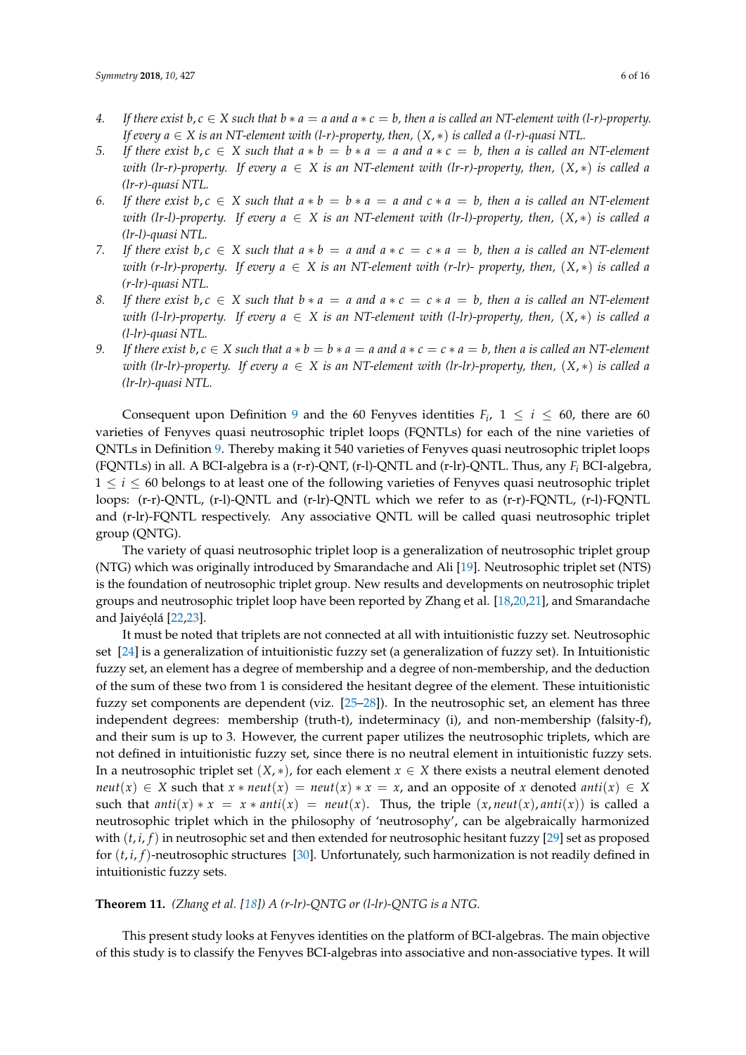4. *If there exist $b, c \in X$ such that $b * a = a$ and $a * c = b$, then $a$ is called an NT-element with (l-r)-property. If every $a \in X$ is an NT-element with (l-r)-property, then, $(X, *)$ is called a (l-r)-quasi NTL.*
5. *If there exist $b, c \in X$ such that $a * b = b * a = a$ and $a * c = b$, then $a$ is called an NT-element with (lr-r)-property. If every $a \in X$ is an NT-element with (lr-r)-property, then, $(X, *)$ is called a (lr-r)-quasi NTL.*
6. *If there exist $b, c \in X$ such that $a * b = b * a = a$ and $c * a = b$, then $a$ is called an NT-element with (lr-l)-property. If every $a \in X$ is an NT-element with (lr-l)-property, then, $(X, *)$ is called a (lr-l)-quasi NTL.*
7. *If there exist $b, c \in X$ such that $a * b = a$ and $a * c = c * a = b$, then $a$ is called an NT-element with (r-lr)-property. If every $a \in X$ is an NT-element with (r-lr)- property, then, $(X, *)$ is called a (r-lr)-quasi NTL.*
8. *If there exist $b, c \in X$ such that $b * a = a$ and $a * c = c * a = b$, then $a$ is called an NT-element with (l-lr)-property. If every $a \in X$ is an NT-element with (l-lr)-property, then, $(X, *)$ is called a (l-lr)-quasi NTL.*
9. *If there exist $b, c \in X$ such that $a * b = b * a = a$ and $a * c = c * a = b$, then $a$ is called an NT-element with (lr-lr)-property. If every $a \in X$ is an NT-element with (lr-lr)-property, then, $(X, *)$ is called a (lr-lr)-quasi NTL.*

Consequent upon Definition 9 and the 60 Fenyves identities $F_i$, $1 \leq i \leq 60$, there are 60 varieties of Fenyves quasi neutrosophic triplet loops (FQNTLs) for each of the nine varieties of QNTLs in Definition 9. Thereby making it 540 varieties of Fenyves quasi neutrosophic triplet loops (FQNTLs) in all. A BCI-algebra is a (r-r)-QNT, (r-l)-QNTL and (r-lr)-QNTL. Thus, any $F_i$ BCI-algebra, $1 \leq i \leq 60$ belongs to at least one of the following varieties of Fenyves quasi neutrosophic triplet loops: (r-r)-QNTL, (r-l)-QNTL and (r-lr)-QNTL which we refer to as (r-r)-FQNTL, (r-l)-FQNTL and (r-lr)-FQNTL respectively. Any associative QNTL will be called quasi neutrosophic triplet group (QNTG).

The variety of quasi neutrosophic triplet loop is a generalization of neutrosophic triplet group (NTG) which was originally introduced by Smarandache and Ali [19]. Neutrosophic triplet set (NTS) is the foundation of neutrosophic triplet group. New results and developments on neutrosophic triplet groups and neutrosophic triplet loop have been reported by Zhang et al. [18,20,21], and Smarandache and Jaiyéọlá [22,23].

It must be noted that triplets are not connected at all with intuitionistic fuzzy set. Neutrosophic set [24] is a generalization of intuitionistic fuzzy set (a generalization of fuzzy set). In Intuitionistic fuzzy set, an element has a degree of membership and a degree of non-membership, and the deduction of the sum of these two from 1 is considered the hesitant degree of the element. These intuitionistic fuzzy set components are dependent (viz. [25–28]). In the neutrosophic set, an element has three independent degrees: membership (truth-t), indeterminacy (i), and non-membership (falsity-f), and their sum is up to 3. However, the current paper utilizes the neutrosophic triplets, which are not defined in intuitionistic fuzzy set, since there is no neutral element in intuitionistic fuzzy sets. In a neutrosophic triplet set $(X, *)$, for each element $x \in X$ there exists a neutral element denoted $neut(x) \in X$ such that $x * neut(x) = neut(x) * x = x$, and an opposite of $x$ denoted $anti(x) \in X$ such that $anti(x) * x = x * anti(x) = neut(x)$. Thus, the triple $(x, neut(x), anti(x))$ is called a neutrosophic triplet which in the philosophy of 'neutrosophy', can be algebraically harmonized with $(t, i, f)$ in neutrosophic set and then extended for neutrosophic hesitant fuzzy [29] set as proposed for $(t, i, f)$-neutrosophic structures [30]. Unfortunately, such harmonization is not readily defined in intuitionistic fuzzy sets.

**Theorem 11.** *(Zhang et al. [18]) A (r-lr)-QNTG or (l-lr)-QNTG is a NTG.*

This present study looks at Fenyves identities on the platform of BCI-algebras. The main objective of this study is to classify the Fenyves BCI-algebras into associative and non-associative types. It will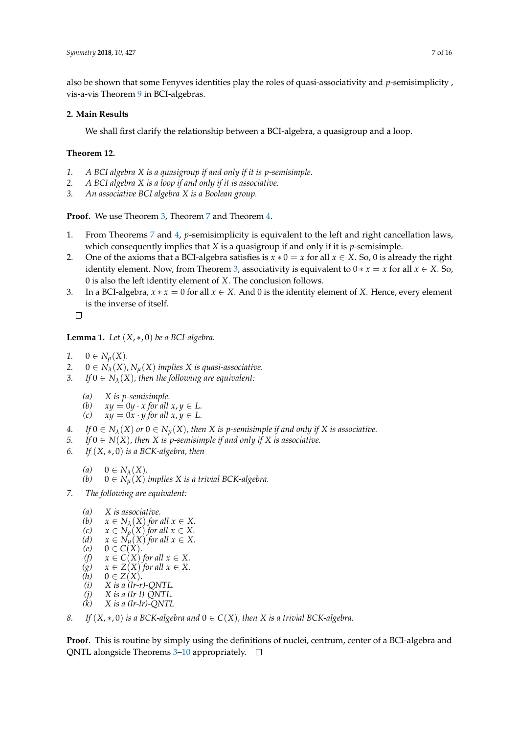also be shown that some Fenyves identities play the roles of quasi-associativity and $p$-semisimplicity , vis-a-vis Theorem 9 in BCI-algebras.

## 2. Main Results

We shall first clarify the relationship between a BCI-algebra, a quasigroup and a loop.

**Theorem 12.**

1. *A BCI algebra $X$ is a quasigroup if and only if it is $p$-semisimple.*
2. *A BCI algebra $X$ is a loop if and only if it is associative.*
3. *An associative BCI algebra $X$ is a Boolean group.*

**Proof.** We use Theorem 3, Theorem 7 and Theorem 4.

1. From Theorems 7 and 4, $p$-semisimplicity is equivalent to the left and right cancellation laws, which consequently implies that $X$ is a quasigroup if and only if it is $p$-semisimple.
2. One of the axioms that a BCI-algebra satisfies is $x * 0 = x$ for all $x \in X$. So, 0 is already the right identity element. Now, from Theorem 3, associativity is equivalent to $0 * x = x$ for all $x \in X$. So, 0 is also the left identity element of $X$. The conclusion follows.
3. In a BCI-algebra, $x * x = 0$ for all $x \in X$. And 0 is the identity element of $X$. Hence, every element is the inverse of itself.

□

**Lemma 1.** *Let $(X, *, 0)$ be a BCI-algebra.*

1. $0 \in N_\rho(X)$.
2. $0 \in N_\lambda(X), N_\mu(X)$ *implies $X$ is quasi-associative.*
3. *If $0 \in N_\lambda(X)$, then the following are equivalent:*
   (a) *$X$ is $p$-semisimple.*
   (b) $xy = 0y \cdot x$ *for all $x, y \in L$.*
   (c) $xy = 0x \cdot y$ *for all $x, y \in L$.*
4. *If $0 \in N_\lambda(X)$ or $0 \in N_\mu(X)$, then $X$ is $p$-semisimple if and only if $X$ is associative.*
5. *If $0 \in N(X)$, then $X$ is $p$-semisimple if and only if $X$ is associative.*
6. *If $(X, *, 0)$ is a BCK-algebra, then*
   (a) $0 \in N_\lambda(X)$.
   (b) $0 \in N_\mu(X)$ *implies $X$ is a trivial BCK-algebra.*
7. *The following are equivalent:*
   (a) *$X$ is associative.*
   (b) $x \in N_\lambda(X)$ *for all $x \in X$.*
   (c) $x \in N_\rho(X)$ *for all $x \in X$.*
   (d) $x \in N_\mu(X)$ *for all $x \in X$.*
   (e) $0 \in C(X)$.
   (f) $x \in C(X)$ *for all $x \in X$.*
   (g) $x \in Z(X)$ *for all $x \in X$.*
   (h) $0 \in Z(X)$.
   (i) *$X$ is a (lr-r)-QNTL.*
   (j) *$X$ is a (lr-l)-QNTL.*
   (k) *$X$ is a (lr-lr)-QNTL*
8. *If $(X, *, 0)$ is a BCK-algebra and $0 \in C(X)$, then $X$ is a trivial BCK-algebra.*

**Proof.** This is routine by simply using the definitions of nuclei, centrum, center of a BCI-algebra and QNTL alongside Theorems 3–10 appropriately. □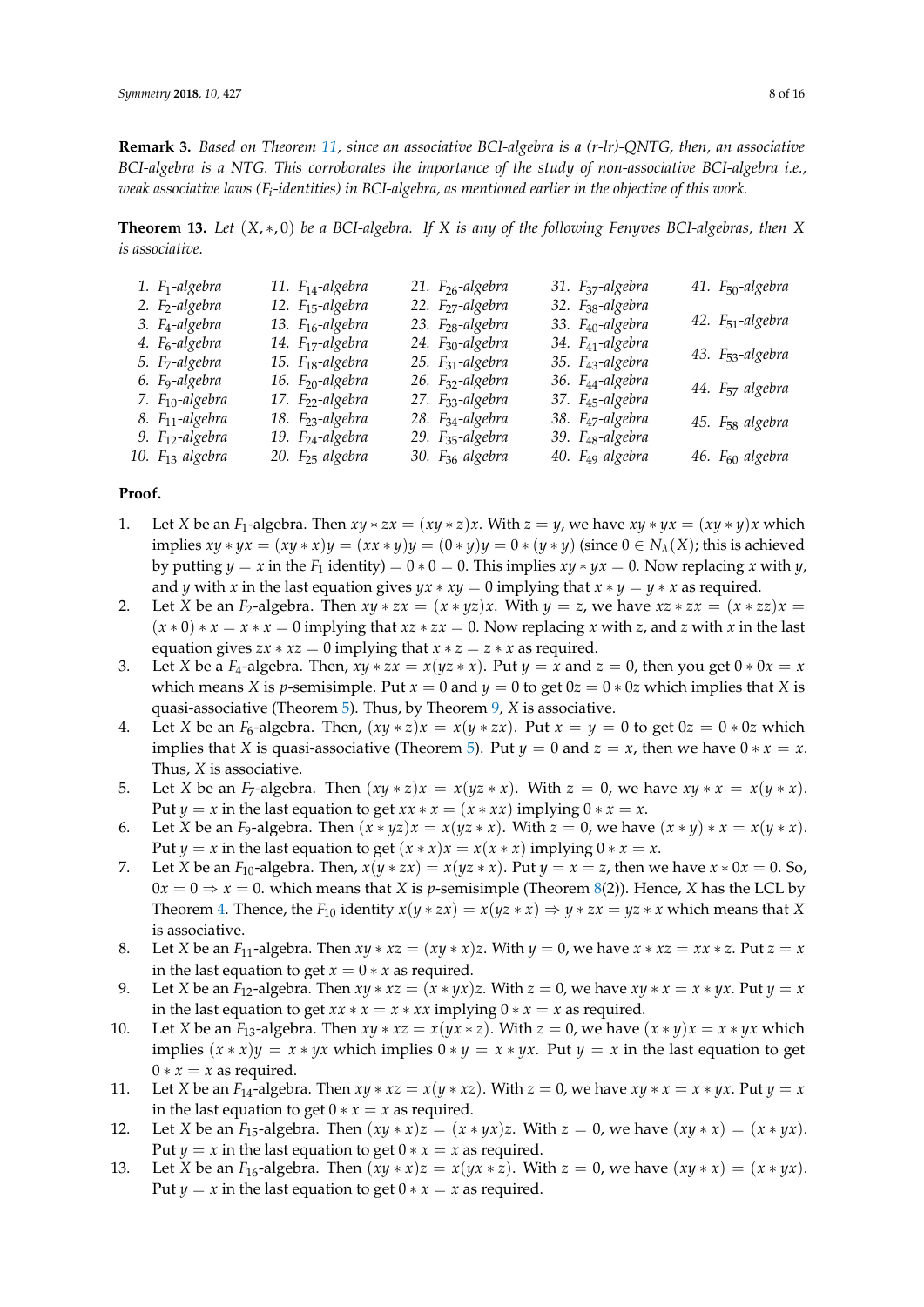**Remark 3.** *Based on Theorem 11, since an associative BCI-algebra is a (r-lr)-QNTG, then, an associative BCI-algebra is a NTG. This corroborates the importance of the study of non-associative BCI-algebra i.e., weak associative laws ($F_i$-identities) in BCI-algebra, as mentioned earlier in the objective of this work.*

**Theorem 13.** *Let $(X, *, 0)$ be a BCI-algebra. If $X$ is any of the following Fenyves BCI-algebras, then $X$ is associative.*

1. $F_1$-algebra
2. $F_2$-algebra
3. $F_4$-algebra
4. $F_6$-algebra
5. $F_7$-algebra
6. $F_9$-algebra
7. $F_{10}$-algebra
8. $F_{11}$-algebra
9. $F_{12}$-algebra
10. $F_{13}$-algebra
11. $F_{14}$-algebra
12. $F_{15}$-algebra
13. $F_{16}$-algebra
14. $F_{17}$-algebra
15. $F_{18}$-algebra
16. $F_{20}$-algebra
17. $F_{22}$-algebra
18. $F_{23}$-algebra
19. $F_{24}$-algebra
20. $F_{25}$-algebra
21. $F_{26}$-algebra
22. $F_{27}$-algebra
23. $F_{28}$-algebra
24. $F_{30}$-algebra
25. $F_{31}$-algebra
26. $F_{32}$-algebra
27. $F_{33}$-algebra
28. $F_{34}$-algebra
29. $F_{35}$-algebra
30. $F_{36}$-algebra
31. $F_{37}$-algebra
32. $F_{38}$-algebra
33. $F_{40}$-algebra
34. $F_{41}$-algebra
35. $F_{43}$-algebra
36. $F_{44}$-algebra
37. $F_{45}$-algebra
38. $F_{47}$-algebra
39. $F_{48}$-algebra
40. $F_{49}$-algebra
41. $F_{50}$-algebra
42. $F_{51}$-algebra
43. $F_{53}$-algebra
44. $F_{57}$-algebra
45. $F_{58}$-algebra
46. $F_{60}$-algebra

**Proof.**

1. Let $X$ be an $F_1$-algebra. Then $xy * zx = (xy * z)x$. With $z = y$, we have $xy * yx = (xy * y)x$ which implies $xy * yx = (xy * x)y = (xx * y)y = (0 * y)y = 0 * (y * y)$ (since $0 \in N_\lambda(X)$; this is achieved by putting $y = x$ in the $F_1$ identity) $= 0 * 0 = 0$. This implies $xy * yx = 0$. Now replacing $x$ with $y$, and $y$ with $x$ in the last equation gives $yx * xy = 0$ implying that $x * y = y * x$ as required.
2. Let $X$ be an $F_2$-algebra. Then $xy * zx = (x * yz)x$. With $y = z$, we have $xz * zx = (x * zz)x = (x * 0) * x = x * x = 0$ implying that $xz * zx = 0$. Now replacing $x$ with $z$, and $z$ with $x$ in the last equation gives $zx * xz = 0$ implying that $x * z = z * x$ as required.
3. Let $X$ be a $F_4$-algebra. Then, $xy * zx = x(yz * x)$. Put $y = x$ and $z = 0$, then you get $0 * 0x = x$ which means $X$ is $p$-semisimple. Put $x = 0$ and $y = 0$ to get $0z = 0 * 0z$ which implies that $X$ is quasi-associative (Theorem 5). Thus, by Theorem 9, $X$ is associative.
4. Let $X$ be an $F_6$-algebra. Then, $(xy * z)x = x(y * zx)$. Put $x = y = 0$ to get $0z = 0 * 0z$ which implies that $X$ is quasi-associative (Theorem 5). Put $y = 0$ and $z = x$, then we have $0 * x = x$. Thus, $X$ is associative.
5. Let $X$ be an $F_7$-algebra. Then $(xy * z)x = x(yz * x)$. With $z = 0$, we have $xy * x = x(y * x)$. Put $y = x$ in the last equation to get $xx * x = (x * xx)$ implying $0 * x = x$.
6. Let $X$ be an $F_9$-algebra. Then $(x * yz)x = x(yz * x)$. With $z = 0$, we have $(x * y) * x = x(y * x)$. Put $y = x$ in the last equation to get $(x * x)x = x(x * x)$ implying $0 * x = x$.
7. Let $X$ be an $F_{10}$-algebra. Then, $x(y * zx) = x(yz * x)$. Put $y = x = z$, then we have $x * 0x = 0$. So, $0x = 0 \Rightarrow x = 0$. which means that $X$ is $p$-semisimple (Theorem 8(2)). Hence, $X$ has the LCL by Theorem 4. Thence, the $F_{10}$ identity $x(y * zx) = x(yz * x) \Rightarrow y * zx = yz * x$ which means that $X$ is associative.
8. Let $X$ be an $F_{11}$-algebra. Then $xy * xz = (xy * x)z$. With $y = 0$, we have $x * xz = xx * z$. Put $z = x$ in the last equation to get $x = 0 * x$ as required.
9. Let $X$ be an $F_{12}$-algebra. Then $xy * xz = (x * yx)z$. With $z = 0$, we have $xy * x = x * yx$. Put $y = x$ in the last equation to get $xx * x = x * xx$ implying $0 * x = x$ as required.
10. Let $X$ be an $F_{13}$-algebra. Then $xy * xz = x(yx * z)$. With $z = 0$, we have $(x * y)x = x * yx$ which implies $(x * x)y = x * yx$ which implies $0 * y = x * yx$. Put $y = x$ in the last equation to get $0 * x = x$ as required.
11. Let $X$ be an $F_{14}$-algebra. Then $xy * xz = x(y * xz)$. With $z = 0$, we have $xy * x = x * yx$. Put $y = x$ in the last equation to get $0 * x = x$ as required.
12. Let $X$ be an $F_{15}$-algebra. Then $(xy * x)z = (x * yx)z$. With $z = 0$, we have $(xy * x) = (x * yx)$. Put $y = x$ in the last equation to get $0 * x = x$ as required.
13. Let $X$ be an $F_{16}$-algebra. Then $(xy * x)z = x(yx * z)$. With $z = 0$, we have $(xy * x) = (x * yx)$. Put $y = x$ in the last equation to get $0 * x = x$ as required.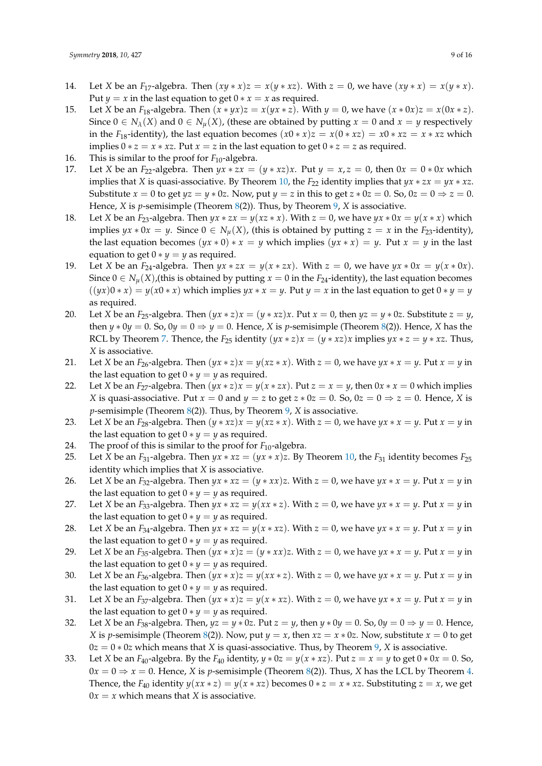14. Let $X$ be an $F_{17}$-algebra. Then $(xy * x)z = x(y * xz)$. With $z = 0$, we have $(xy * x) = x(y * x)$. Put $y = x$ in the last equation to get $0 * x = x$ as required.
15. Let $X$ be an $F_{18}$-algebra. Then $(x * yx)z = x(yx * z)$. With $y = 0$, we have $(x * 0x)z = x(0x * z)$. Since $0 \in N_\lambda(X)$ and $0 \in N_\mu(X)$, (these are obtained by putting $x = 0$ and $x = y$ respectively in the $F_{18}$-identity), the last equation becomes $(x0 * x)z = x(0 * xz) = x0 * xz = x * xz$ which implies $0 * z = x * xz$. Put $x = z$ in the last equation to get $0 * z = z$ as required.
16. This is similar to the proof for $F_{10}$-algebra.
17. Let $X$ be an $F_{22}$-algebra. Then $yx * zx = (y * xz)x$. Put $y = x, z = 0$, then $0x = 0 * 0x$ which implies that $X$ is quasi-associative. By Theorem 10, the $F_{22}$ identity implies that $yx * zx = yx * xz$. Substitute $x = 0$ to get $yz = y * 0z$. Now, put $y = z$ in this to get $z * 0z = 0$. So, $0z = 0 \Rightarrow z = 0$. Hence, $X$ is $p$-semisimple (Theorem 8(2)). Thus, by Theorem 9, $X$ is associative.
18. Let $X$ be an $F_{23}$-algebra. Then $yx * zx = y(xz * x)$. With $z = 0$, we have $yx * 0x = y(x * x)$ which implies $yx * 0x = y$. Since $0 \in N_\mu(X)$, (this is obtained by putting $z = x$ in the $F_{23}$-identity), the last equation becomes $(yx * 0) * x = y$ which implies $(yx * x) = y$. Put $x = y$ in the last equation to get $0 * y = y$ as required.
19. Let $X$ be an $F_{24}$-algebra. Then $yx * zx = y(x * zx)$. With $z = 0$, we have $yx * 0x = y(x * 0x)$. Since $0 \in N_\mu(X)$,(this is obtained by putting $x = 0$ in the $F_{24}$-identity), the last equation becomes $((yx)0 * x) = y(x0 * x)$ which implies $yx * x = y$. Put $y = x$ in the last equation to get $0 * y = y$ as required.
20. Let $X$ be an $F_{25}$-algebra. Then $(yx * z)x = (y * xz)x$. Put $x = 0$, then $yz = y * 0z$. Substitute $z = y$, then $y * 0y = 0$. So, $0y = 0 \Rightarrow y = 0$. Hence, $X$ is $p$-semisimple (Theorem 8(2)). Hence, $X$ has the RCL by Theorem 7. Thence, the $F_{25}$ identity $(yx * z)x = (y * xz)x$ implies $yx * z = y * xz$. Thus, $X$ is associative.
21. Let $X$ be an $F_{26}$-algebra. Then $(yx * z)x = y(xz * x)$. With $z = 0$, we have $yx * x = y$. Put $x = y$ in the last equation to get $0 * y = y$ as required.
22. Let $X$ be an $F_{27}$-algebra. Then $(yx * z)x = y(x * zx)$. Put $z = x = y$, then $0x * x = 0$ which implies $X$ is quasi-associative. Put $x = 0$ and $y = z$ to get $z * 0z = 0$. So, $0z = 0 \Rightarrow z = 0$. Hence, $X$ is $p$-semisimple (Theorem 8(2)). Thus, by Theorem 9, $X$ is associative.
23. Let $X$ be an $F_{28}$-algebra. Then $(y * xz)x = y(xz * x)$. With $z = 0$, we have $yx * x = y$. Put $x = y$ in the last equation to get $0 * y = y$ as required.
24. The proof of this is similar to the proof for $F_{10}$-algebra.
25. Let $X$ be an $F_{31}$-algebra. Then $yx * xz = (yx * x)z$. By Theorem 10, the $F_{31}$ identity becomes $F_{25}$ identity which implies that $X$ is associative.
26. Let $X$ be an $F_{32}$-algebra. Then $yx * xz = (y * xx)z$. With $z = 0$, we have $yx * x = y$. Put $x = y$ in the last equation to get $0 * y = y$ as required.
27. Let $X$ be an $F_{33}$-algebra. Then $yx * xz = y(xx * z)$. With $z = 0$, we have $yx * x = y$. Put $x = y$ in the last equation to get $0 * y = y$ as required.
28. Let $X$ be an $F_{34}$-algebra. Then $yx * xz = y(x * xz)$. With $z = 0$, we have $yx * x = y$. Put $x = y$ in the last equation to get $0 * y = y$ as required.
29. Let $X$ be an $F_{35}$-algebra. Then $(yx * x)z = (y * xx)z$. With $z = 0$, we have $yx * x = y$. Put $x = y$ in the last equation to get $0 * y = y$ as required.
30. Let $X$ be an $F_{36}$-algebra. Then $(yx * x)z = y(xx * z)$. With $z = 0$, we have $yx * x = y$. Put $x = y$ in the last equation to get $0 * y = y$ as required.
31. Let $X$ be an $F_{37}$-algebra. Then $(yx * x)z = y(x * xz)$. With $z = 0$, we have $yx * x = y$. Put $x = y$ in the last equation to get $0 * y = y$ as required.
32. Let $X$ be an $F_{38}$-algebra. Then, $yz = y * 0z$. Put $z = y$, then $y * 0y = 0$. So, $0y = 0 \Rightarrow y = 0$. Hence, $X$ is $p$-semisimple (Theorem 8(2)). Now, put $y = x$, then $xz = x * 0z$. Now, substitute $x = 0$ to get $0z = 0 * 0z$ which means that $X$ is quasi-associative. Thus, by Theorem 9, $X$ is associative.
33. Let $X$ be an $F_{40}$-algebra. By the $F_{40}$ identity, $y * 0z = y(x * xz)$. Put $z = x = y$ to get $0 * 0x = 0$. So, $0x = 0 \Rightarrow x = 0$. Hence, $X$ is $p$-semisimple (Theorem 8(2)). Thus, $X$ has the LCL by Theorem 4. Thence, the $F_{40}$ identity $y(xx * z) = y(x * xz)$ becomes $0 * z = x * xz$. Substituting $z = x$, we get $0x = x$ which means that $X$ is associative.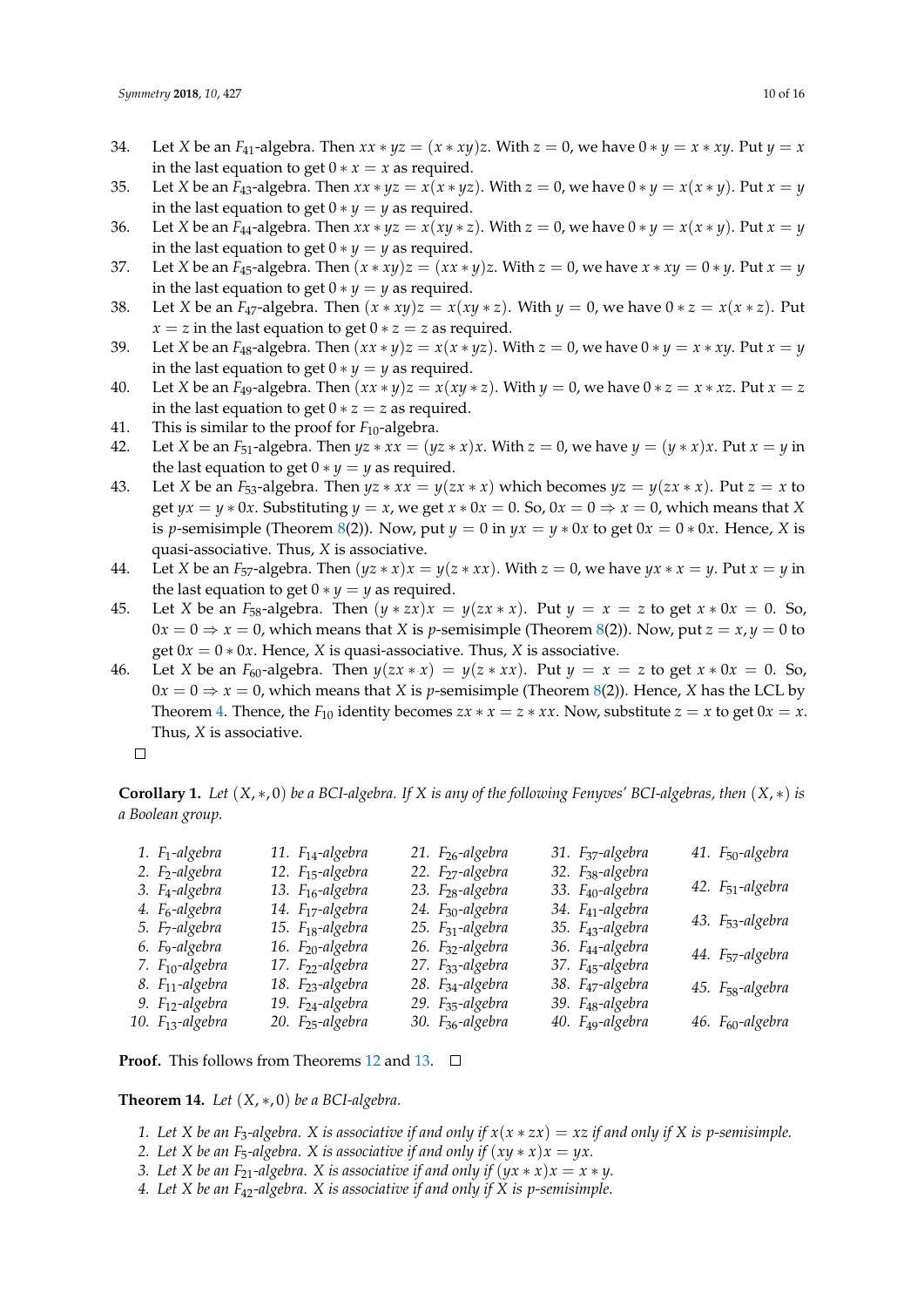34. Let $X$ be an $F_{41}$-algebra. Then $xx * yz = (x * xy)z$. With $z = 0$, we have $0 * y = x * xy$. Put $y = x$ in the last equation to get $0 * x = x$ as required.
35. Let $X$ be an $F_{43}$-algebra. Then $xx * yz = x(x * yz)$. With $z = 0$, we have $0 * y = x(x * y)$. Put $x = y$ in the last equation to get $0 * y = y$ as required.
36. Let $X$ be an $F_{44}$-algebra. Then $xx * yz = x(xy * z)$. With $z = 0$, we have $0 * y = x(x * y)$. Put $x = y$ in the last equation to get $0 * y = y$ as required.
37. Let $X$ be an $F_{45}$-algebra. Then $(x * xy)z = (xx * y)z$. With $z = 0$, we have $x * xy = 0 * y$. Put $x = y$ in the last equation to get $0 * y = y$ as required.
38. Let $X$ be an $F_{47}$-algebra. Then $(x * xy)z = x(xy * z)$. With $y = 0$, we have $0 * z = x(x * z)$. Put $x = z$ in the last equation to get $0 * z = z$ as required.
39. Let $X$ be an $F_{48}$-algebra. Then $(xx * y)z = x(x * yz)$. With $z = 0$, we have $0 * y = x * xy$. Put $x = y$ in the last equation to get $0 * y = y$ as required.
40. Let $X$ be an $F_{49}$-algebra. Then $(xx * y)z = x(xy * z)$. With $y = 0$, we have $0 * z = x * xz$. Put $x = z$ in the last equation to get $0 * z = z$ as required.
41. This is similar to the proof for $F_{10}$-algebra.
42. Let $X$ be an $F_{51}$-algebra. Then $yz * xx = (y * zx)x$. With $z = 0$, we have $y = (y * x)x$. Put $x = y$ in the last equation to get $0 * y = y$ as required.
43. Let $X$ be an $F_{53}$-algebra. Then $yz * xx = y(zx * x)$ which becomes $yz = y(zx * x)$. Put $z = x$ to get $yx = y * 0x$. Substituting $y = x$, we get $x * 0x = 0$. So, $0x = 0 \Rightarrow x = 0$, which means that $X$ is $p$-semisimple (Theorem 8(2)). Now, put $y = 0$ in $yx = y * 0x$ to get $0x = 0 * 0x$. Hence, $X$ is quasi-associative. Thus, $X$ is associative.
44. Let $X$ be an $F_{57}$-algebra. Then $(yz * x)x = y(z * xx)$. With $z = 0$, we have $yx * x = y$. Put $x = y$ in the last equation to get $0 * y = y$ as required.
45. Let $X$ be an $F_{58}$-algebra. Then $(y * zx)x = y(zx * x)$. Put $y = x = z$ to get $x * 0x = 0$. So, $0x = 0 \Rightarrow x = 0$, which means that $X$ is $p$-semisimple (Theorem 8(2)). Now, put $z = x, y = 0$ to get $0x = 0 * 0x$. Hence, $X$ is quasi-associative. Thus, $X$ is associative.
46. Let $X$ be an $F_{60}$-algebra. Then $y(zx * x) = y(z * xx)$. Put $y = x = z$ to get $x * 0x = 0$. So, $0x = 0 \Rightarrow x = 0$, which means that $X$ is $p$-semisimple (Theorem 8(2)). Hence, $X$ has the LCL by Theorem 4. Thence, the $F_{10}$ identity becomes $zx * x = z * xx$. Now, substitute $z = x$ to get $0x = x$. Thus, $X$ is associative.

□

**Corollary 1.** *Let $(X, *, 0)$ be a BCI-algebra. If $X$ is any of the following Fenyves' BCI-algebras, then $(X, *)$ is a Boolean group.*

1. $F_1$-algebra
2. $F_2$-algebra
3. $F_4$-algebra
4. $F_6$-algebra
5. $F_7$-algebra
6. $F_9$-algebra
7. $F_{10}$-algebra
8. $F_{11}$-algebra
9. $F_{12}$-algebra
10. $F_{13}$-algebra
11. $F_{14}$-algebra
12. $F_{15}$-algebra
13. $F_{16}$-algebra
14. $F_{17}$-algebra
15. $F_{18}$-algebra
16. $F_{20}$-algebra
17. $F_{22}$-algebra
18. $F_{23}$-algebra
19. $F_{24}$-algebra
20. $F_{25}$-algebra
21. $F_{26}$-algebra
22. $F_{27}$-algebra
23. $F_{28}$-algebra
24. $F_{30}$-algebra
25. $F_{31}$-algebra
26. $F_{32}$-algebra
27. $F_{33}$-algebra
28. $F_{34}$-algebra
29. $F_{35}$-algebra
30. $F_{36}$-algebra
31. $F_{37}$-algebra
32. $F_{38}$-algebra
33. $F_{40}$-algebra
34. $F_{41}$-algebra
35. $F_{43}$-algebra
36. $F_{44}$-algebra
37. $F_{45}$-algebra
38. $F_{47}$-algebra
39. $F_{48}$-algebra
40. $F_{49}$-algebra
41. $F_{50}$-algebra
42. $F_{51}$-algebra
43. $F_{53}$-algebra
44. $F_{57}$-algebra
45. $F_{58}$-algebra
46. $F_{60}$-algebra

**Proof.** This follows from Theorems 12 and 13. □

**Theorem 14.** *Let $(X, *, 0)$ be a BCI-algebra.*

1. *Let $X$ be an $F_3$-algebra. $X$ is associative if and only if $x(x * zx) = xz$ if and only if $X$ is $p$-semisimple.*
2. *Let $X$ be an $F_5$-algebra. $X$ is associative if and only if $(xy * x)x = yx$.*
3. *Let $X$ be an $F_{21}$-algebra. $X$ is associative if and only if $(yx * x)x = x * y$.*
4. *Let $X$ be an $F_{42}$-algebra. $X$ is associative if and only if $X$ is $p$-semisimple.*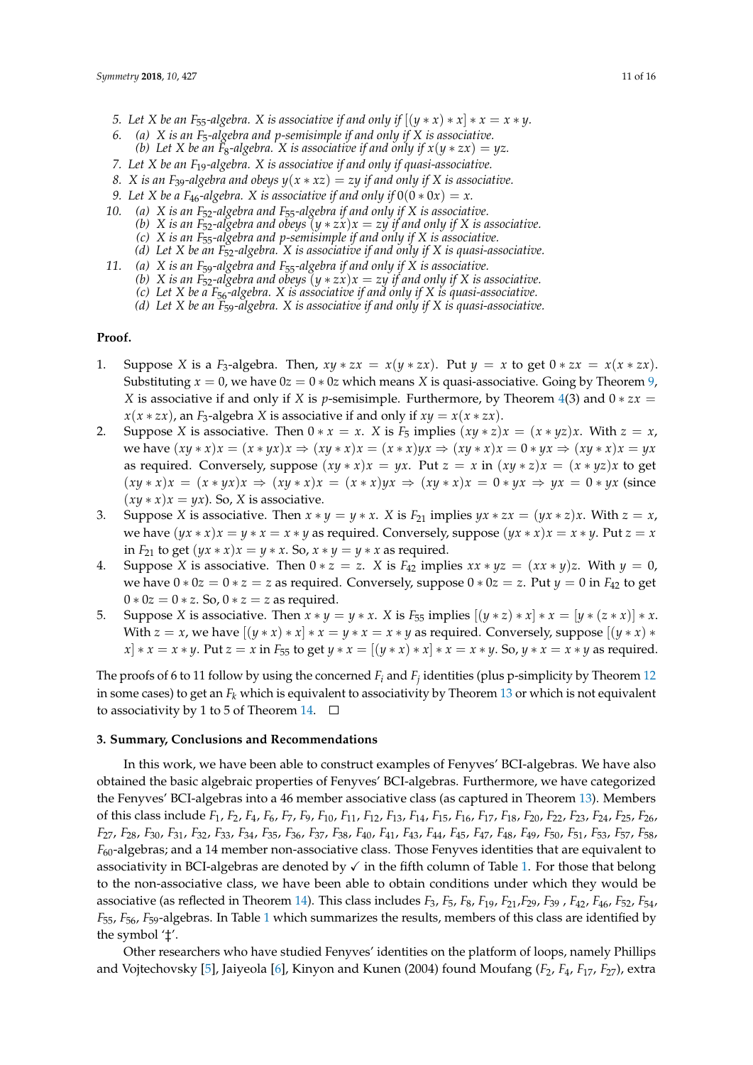5. Let $X$ be an $F_{55}$-algebra. $X$ is associative if and only if $[(y * x) * x] * x = x * y$.
6. (a) $X$ is an $F_5$-algebra and $p$-semisimple if and only if $X$ is associative.
   (b) Let $X$ be an $F_8$-algebra. $X$ is associative if and only if $x(y * zx) = yz$.
7. Let $X$ be an $F_{19}$-algebra. $X$ is associative if and only if quasi-associative.
8. $X$ is an $F_{39}$-algebra and obeys $y(x * xz) = zy$ if and only if $X$ is associative.
9. Let $X$ be a $F_{46}$-algebra. $X$ is associative if and only if $0(0 * 0x) = x$.
10. (a) $X$ is an $F_{52}$-algebra and $F_{55}$-algebra if and only if $X$ is associative.
    (b) $X$ is an $F_{52}$-algebra and obeys $(y * zx)x = zy$ if and only if $X$ is associative.
    (c) $X$ is an $F_{55}$-algebra and $p$-semisimple if and only if $X$ is associative.
    (d) Let $X$ be an $F_{52}$-algebra. $X$ is associative if and only if $X$ is quasi-associative.
11. (a) $X$ is an $F_{59}$-algebra and $F_{55}$-algebra if and only if $X$ is associative.
    (b) $X$ is an $F_{52}$-algebra and obeys $(y * zx)x = zy$ if and only if $X$ is associative.
    (c) Let $X$ be a $F_{56}$-algebra. $X$ is associative if and only if $X$ is quasi-associative.
    (d) Let $X$ be an $F_{59}$-algebra. $X$ is associative if and only if $X$ is quasi-associative.

**Proof.**

1. Suppose $X$ is a $F_3$-algebra. Then, $xy * zx = x(y * zx)$. Put $y = x$ to get $0 * zx = x(x * zx)$. Substituting $x = 0$, we have $0z = 0 * 0z$ which means $X$ is quasi-associative. Going by Theorem 9, $X$ is associative if and only if $X$ is $p$-semisimple. Furthermore, by Theorem 4(3) and $0 * zx = x(x * zx)$, an $F_3$-algebra $X$ is associative if and only if $xy = x(x * zx)$.
2. Suppose $X$ is associative. Then $0 * x = x$. $X$ is $F_5$ implies $(xy * z)x = (x * yz)x$. With $z = x$, we have $(xy * x)x = (x * yx)x \Rightarrow (xy * x)x = (x * x)yx \Rightarrow (xy * x)x = 0 * yx \Rightarrow (xy * x)x = yx$ as required. Conversely, suppose $(xy * x)x = yx$. Put $z = x$ in $(xy * z)x = (x * yz)x$ to get $(xy * x)x = (x * yx)x \Rightarrow (xy * x)x = (x * x)yx \Rightarrow (xy * x)x = 0 * yx \Rightarrow yx = 0 * yx$ (since $(xy * x)x = yx$). So, $X$ is associative.
3. Suppose $X$ is associative. Then $x * y = y * x$. $X$ is $F_{21}$ implies $yx * zx = (yx * z)x$. With $z = x$, we have $(yx * x)x = y * x = x * y$ as required. Conversely, suppose $(yx * x)x = x * y$. Put $z = x$ in $F_{21}$ to get $(yx * x)x = y * x$. So, $x * y = y * x$ as required.
4. Suppose $X$ is associative. Then $0 * z = z$. $X$ is $F_{42}$ implies $xx * yz = (xx * y)z$. With $y = 0$, we have $0 * 0z = 0 * z = z$ as required. Conversely, suppose $0 * 0z = z$. Put $y = 0$ in $F_{42}$ to get $0 * 0z = 0 * z$. So, $0 * z = z$ as required.
5. Suppose $X$ is associative. Then $x * y = y * x$. $X$ is $F_{55}$ implies $[(y * z) * x] * x = [y * (z * x)] * x$. With $z = x$, we have $[(y * x) * x] * x = y * x = x * y$ as required. Conversely, suppose $[(y * x) * x] * x = x * y$. Put $z = x$ in $F_{55}$ to get $y * x = [(y * x) * x] * x = x * y$. So, $y * x = x * y$ as required.

The proofs of 6 to 11 follow by using the concerned $F_i$ and $F_j$ identities (plus p-simplicity by Theorem 12 in some cases) to get an $F_k$ which is equivalent to associativity by Theorem 13 or which is not equivalent to associativity by 1 to 5 of Theorem 14. □

## 3. Summary, Conclusions and Recommendations

In this work, we have been able to construct examples of Fenyves' BCI-algebras. We have also obtained the basic algebraic properties of Fenyves' BCI-algebras. Furthermore, we have categorized the Fenyves' BCI-algebras into a 46 member associative class (as captured in Theorem 13). Members of this class include $F_1$, $F_2$, $F_4$, $F_6$, $F_7$, $F_9$, $F_{10}$, $F_{11}$, $F_{12}$, $F_{13}$, $F_{14}$, $F_{15}$, $F_{16}$, $F_{17}$, $F_{18}$, $F_{20}$, $F_{22}$, $F_{23}$, $F_{24}$, $F_{25}$, $F_{26}$, $F_{27}$, $F_{28}$, $F_{30}$, $F_{31}$, $F_{32}$, $F_{33}$, $F_{34}$, $F_{35}$, $F_{36}$, $F_{37}$, $F_{38}$, $F_{40}$, $F_{41}$, $F_{43}$, $F_{44}$, $F_{45}$, $F_{47}$, $F_{48}$, $F_{49}$, $F_{50}$, $F_{51}$, $F_{53}$, $F_{57}$, $F_{58}$, $F_{60}$-algebras; and a 14 member non-associative class. Those Fenyves identities that are equivalent to associativity in BCI-algebras are denoted by ✓ in the fifth column of Table 1. For those that belong to the non-associative class, we have been able to obtain conditions under which they would be associative (as reflected in Theorem 14). This class includes $F_3$, $F_5$, $F_8$, $F_{19}$, $F_{21}$,$F_{29}$, $F_{39}$ , $F_{42}$, $F_{46}$, $F_{52}$, $F_{54}$, $F_{55}$, $F_{56}$, $F_{59}$-algebras. In Table 1 which summarizes the results, members of this class are identified by the symbol '‡'.

Other researchers who have studied Fenyves' identities on the platform of loops, namely Phillips and Vojtechovsky [5], Jaiyeola [6], Kinyon and Kunen (2004) found Moufang ($F_2$, $F_4$, $F_{17}$, $F_{27}$), extra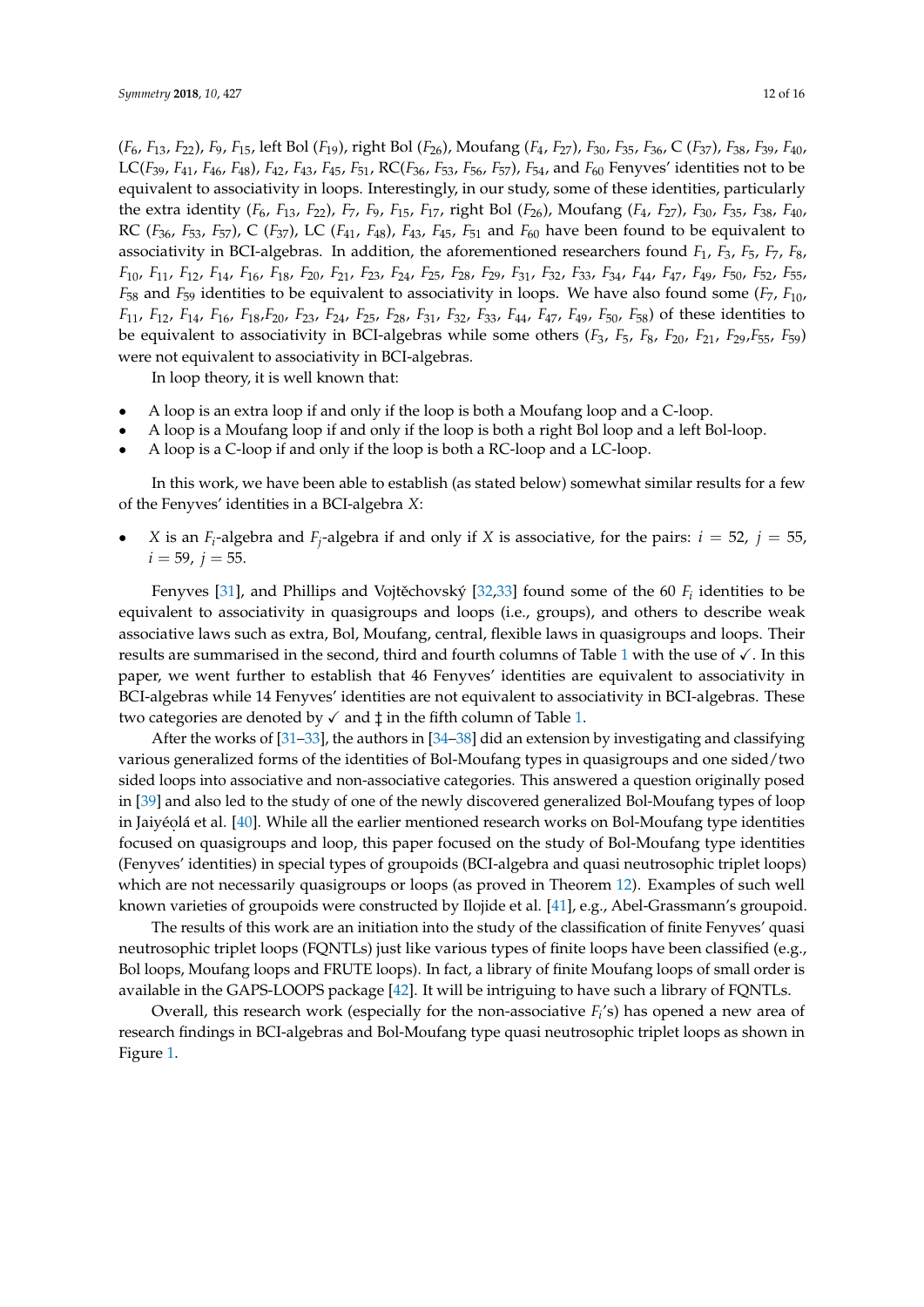($F_6$, $F_{13}$, $F_{22}$), $F_9$, $F_{15}$, left Bol ($F_{19}$), right Bol ($F_{26}$), Moufang ($F_4$, $F_{27}$), $F_{30}$, $F_{35}$, $F_{36}$, C ($F_{37}$), $F_{38}$, $F_{39}$, $F_{40}$, LC($F_{39}$, $F_{41}$, $F_{46}$, $F_{48}$), $F_{42}$, $F_{43}$, $F_{45}$, $F_{51}$, RC($F_{36}$, $F_{53}$, $F_{56}$, $F_{57}$), $F_{54}$, and $F_{60}$ Fenyves' identities not to be equivalent to associativity in loops. Interestingly, in our study, some of these identities, particularly the extra identity ($F_6$, $F_{13}$, $F_{22}$), $F_7$, $F_9$, $F_{15}$, $F_{17}$, right Bol ($F_{26}$), Moufang ($F_4$, $F_{27}$), $F_{30}$, $F_{35}$, $F_{38}$, $F_{40}$, RC ($F_{36}$, $F_{53}$, $F_{57}$), C ($F_{37}$), LC ($F_{41}$, $F_{48}$), $F_{43}$, $F_{45}$, $F_{51}$ and $F_{60}$ have been found to be equivalent to associativity in BCI-algebras. In addition, the aforementioned researchers found $F_1$, $F_3$, $F_5$, $F_7$, $F_8$, $F_{10}$, $F_{11}$, $F_{12}$, $F_{14}$, $F_{16}$, $F_{18}$, $F_{20}$, $F_{21}$, $F_{23}$, $F_{24}$, $F_{25}$, $F_{28}$, $F_{29}$, $F_{31}$, $F_{32}$, $F_{33}$, $F_{34}$, $F_{44}$, $F_{47}$, $F_{49}$, $F_{50}$, $F_{52}$, $F_{55}$, $F_{58}$ and $F_{59}$ identities to be equivalent to associativity in loops. We have also found some ($F_7$, $F_{10}$, $F_{11}$, $F_{12}$, $F_{14}$, $F_{16}$, $F_{18}$,$F_{20}$, $F_{23}$, $F_{24}$, $F_{25}$, $F_{28}$, $F_{31}$, $F_{32}$, $F_{33}$, $F_{44}$, $F_{47}$, $F_{49}$, $F_{50}$, $F_{58}$) of these identities to be equivalent to associativity in BCI-algebras while some others ($F_3$, $F_5$, $F_8$, $F_{20}$, $F_{21}$, $F_{29}$,$F_{55}$, $F_{59}$) were not equivalent to associativity in BCI-algebras.

In loop theory, it is well known that:

- A loop is an extra loop if and only if the loop is both a Moufang loop and a C-loop.
- A loop is a Moufang loop if and only if the loop is both a right Bol loop and a left Bol-loop.
- A loop is a C-loop if and only if the loop is both a RC-loop and a LC-loop.

In this work, we have been able to establish (as stated below) somewhat similar results for a few of the Fenyves' identities in a BCI-algebra $X$:

- $X$ is an $F_i$-algebra and $F_j$-algebra if and only if $X$ is associative, for the pairs: $i = 52$, $j = 55$, $i = 59$, $j = 55$.

Fenyves [31], and Phillips and Vojtěchovský [32,33] found some of the 60 $F_i$ identities to be equivalent to associativity in quasigroups and loops (i.e., groups), and others to describe weak associative laws such as extra, Bol, Moufang, central, flexible laws in quasigroups and loops. Their results are summarised in the second, third and fourth columns of Table 1 with the use of ✓. In this paper, we went further to establish that 46 Fenyves' identities are equivalent to associativity in BCI-algebras while 14 Fenyves' identities are not equivalent to associativity in BCI-algebras. These two categories are denoted by ✓ and ‡ in the fifth column of Table 1.

After the works of [31–33], the authors in [34–38] did an extension by investigating and classifying various generalized forms of the identities of Bol-Moufang types in quasigroups and one sided/two sided loops into associative and non-associative categories. This answered a question originally posed in [39] and also led to the study of one of the newly discovered generalized Bol-Moufang types of loop in Jaiyéọlá et al. [40]. While all the earlier mentioned research works on Bol-Moufang type identities focused on quasigroups and loop, this paper focused on the study of Bol-Moufang type identities (Fenyves' identities) in special types of groupoids (BCI-algebra and quasi neutrosophic triplet loops) which are not necessarily quasigroups or loops (as proved in Theorem 12). Examples of such well known varieties of groupoids were constructed by Ilojide et al. [41], e.g., Abel-Grassmann's groupoid.

The results of this work are an initiation into the study of the classification of finite Fenyves' quasi neutrosophic triplet loops (FQNTLs) just like various types of finite loops have been classified (e.g., Bol loops, Moufang loops and FRUTE loops). In fact, a library of finite Moufang loops of small order is available in the GAPS-LOOPS package [42]. It will be intriguing to have such a library of FQNTLs.

Overall, this research work (especially for the non-associative $F_i$'s) has opened a new area of research findings in BCI-algebras and Bol-Moufang type quasi neutrosophic triplet loops as shown in Figure 1.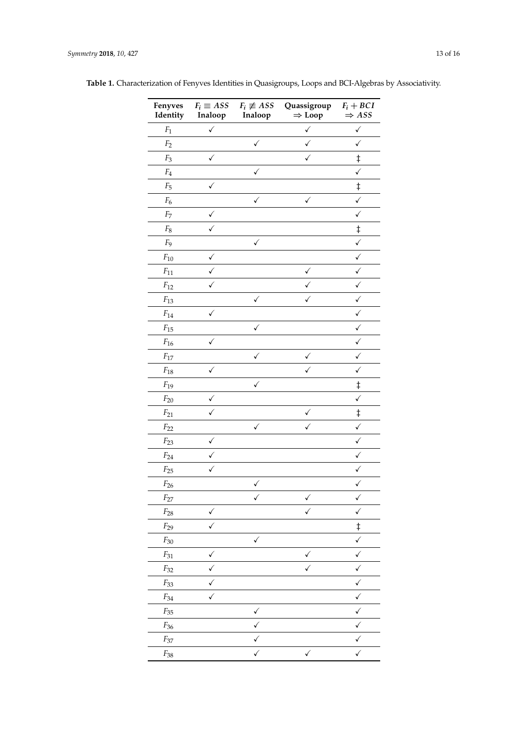**Table 1.** Characterization of Fenyves Identities in Quasigroups, Loops and BCI-Algebras by Associativity.

| Fenyves Identity | $F_i \equiv ASS$ Inaloop | $F_i \not\equiv ASS$ Inaloop | Quassigroup $\Rightarrow$ Loop | $F_i + BCI$ $\Rightarrow ASS$ |
|---|---|---|---|---|
| $F_1$ | ✓ | | ✓ | ✓ |
| $F_2$ | | ✓ | ✓ | ✓ |
| $F_3$ | ✓ | | ✓ | ‡ |
| $F_4$ | | ✓ | | ✓ |
| $F_5$ | ✓ | | | ‡ |
| $F_6$ | | ✓ | ✓ | ✓ |
| $F_7$ | ✓ | | | ✓ |
| $F_8$ | ✓ | | | ‡ |
| $F_9$ | | ✓ | | ✓ |
| $F_{10}$ | ✓ | | | ✓ |
| $F_{11}$ | ✓ | | ✓ | ✓ |
| $F_{12}$ | ✓ | | ✓ | ✓ |
| $F_{13}$ | | ✓ | ✓ | ✓ |
| $F_{14}$ | ✓ | | | ✓ |
| $F_{15}$ | | ✓ | | ✓ |
| $F_{16}$ | ✓ | | | ✓ |
| $F_{17}$ | | ✓ | ✓ | ✓ |
| $F_{18}$ | ✓ | | ✓ | ✓ |
| $F_{19}$ | | ✓ | | ‡ |
| $F_{20}$ | ✓ | | | ✓ |
| $F_{21}$ | ✓ | | ✓ | ‡ |
| $F_{22}$ | | ✓ | ✓ | ✓ |
| $F_{23}$ | ✓ | | | ✓ |
| $F_{24}$ | ✓ | | | ✓ |
| $F_{25}$ | ✓ | | | ✓ |
| $F_{26}$ | | ✓ | | ✓ |
| $F_{27}$ | | ✓ | ✓ | ✓ |
| $F_{28}$ | ✓ | | ✓ | ✓ |
| $F_{29}$ | ✓ | | | ‡ |
| $F_{30}$ | | ✓ | | ✓ |
| $F_{31}$ | ✓ | | ✓ | ✓ |
| $F_{32}$ | ✓ | | ✓ | ✓ |
| $F_{33}$ | ✓ | | | ✓ |
| $F_{34}$ | ✓ | | | ✓ |
| $F_{35}$ | | ✓ | | ✓ |
| $F_{36}$ | | ✓ | | ✓ |
| $F_{37}$ | | ✓ | | ✓ |
| $F_{38}$ | | ✓ | ✓ | ✓ |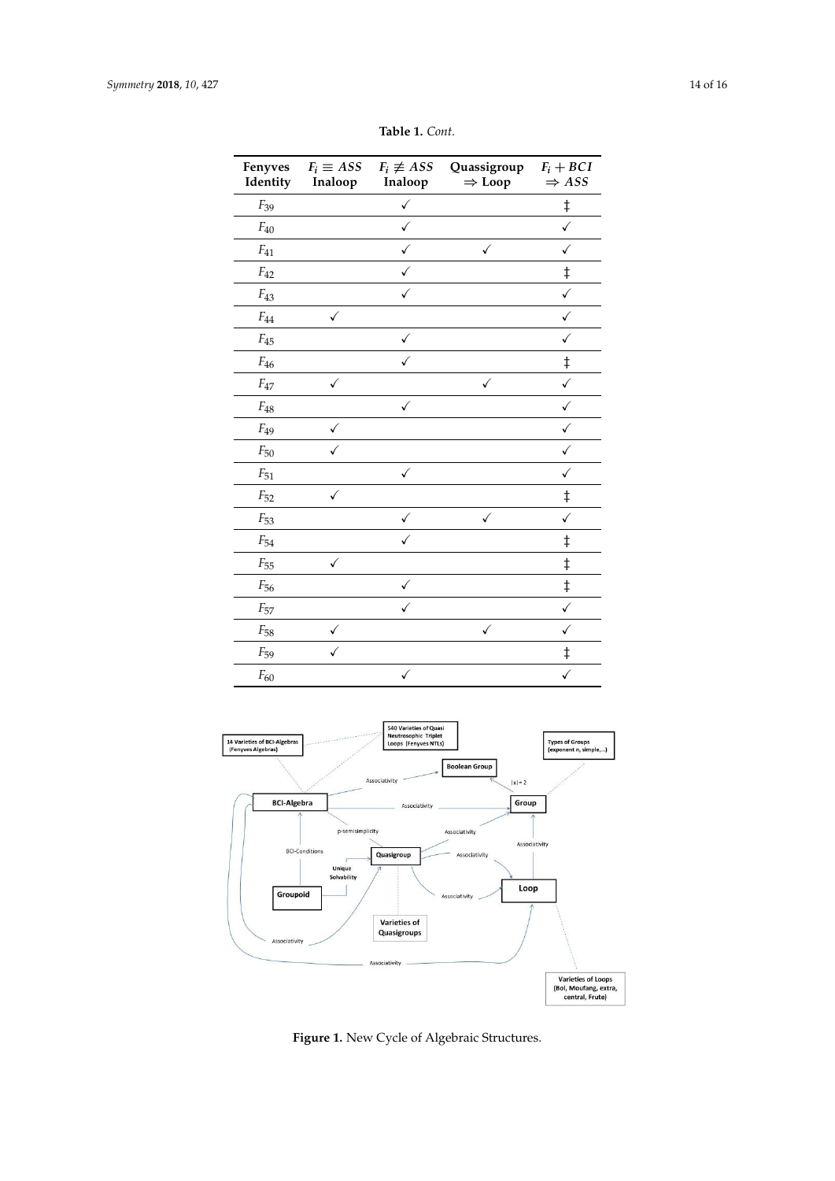**Table 1.** *Cont.*

| Fenyves Identity | $F_i \equiv ASS$ Inaloop | $F_i \not\equiv ASS$ Inaloop | Quassigroup $\Rightarrow$ Loop | $F_i + BCI$ $\Rightarrow ASS$ |
|---|---|---|---|---|
| $F_{39}$ | | ✓ | | ‡ |
| $F_{40}$ | | ✓ | | ✓ |
| $F_{41}$ | | ✓ | ✓ | ✓ |
| $F_{42}$ | | ✓ | | ‡ |
| $F_{43}$ | | ✓ | | ✓ |
| $F_{44}$ | ✓ | | | ✓ |
| $F_{45}$ | | ✓ | | ✓ |
| $F_{46}$ | | ✓ | | ‡ |
| $F_{47}$ | ✓ | | ✓ | ✓ |
| $F_{48}$ | | ✓ | | ✓ |
| $F_{49}$ | ✓ | | | ✓ |
| $F_{50}$ | ✓ | | | ✓ |
| $F_{51}$ | | ✓ | | ✓ |
| $F_{52}$ | ✓ | | | ‡ |
| $F_{53}$ | | ✓ | ✓ | ✓ |
| $F_{54}$ | | ✓ | | ‡ |
| $F_{55}$ | ✓ | | | ‡ |
| $F_{56}$ | | ✓ | | ‡ |
| $F_{57}$ | | ✓ | | ✓ |
| $F_{58}$ | ✓ | | ✓ | ✓ |
| $F_{59}$ | ✓ | | | ‡ |
| $F_{60}$ | | ✓ | | ✓ |

**Figure 1.** New Cycle of Algebraic Structures.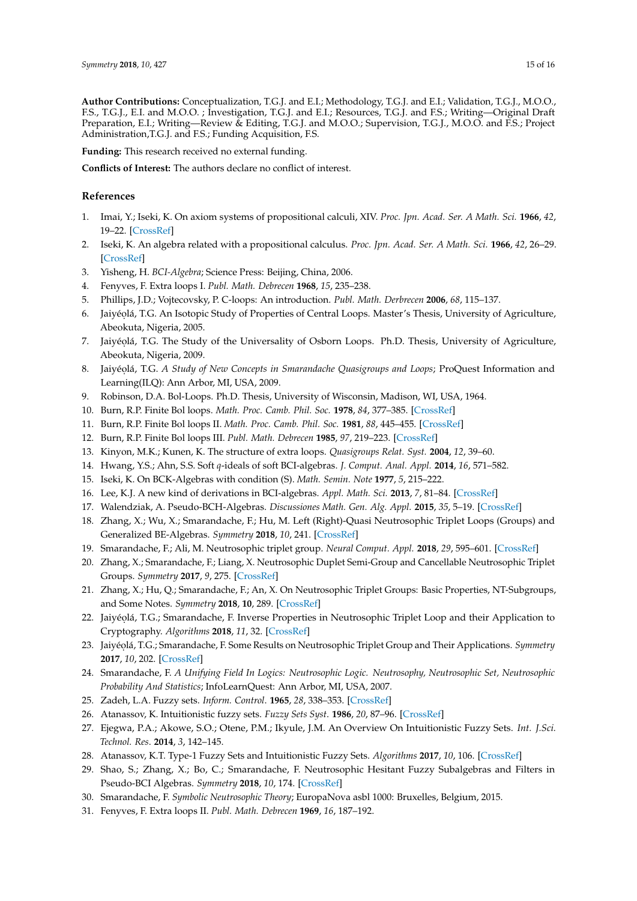**Author Contributions:** Conceptualization, T.G.J. and E.I.; Methodology, T.G.J. and E.I.; Validation, T.G.J., M.O.O., F.S., T.G.J., E.I. and M.O.O. ; Investigation, T.G.J. and E.I.; Resources, T.G.J. and F.S.; Writing—Original Draft Preparation, E.I.; Writing—Review & Editing, T.G.J. and M.O.O.; Supervision, T.G.J., M.O.O. and F.S.; Project Administration,T.G.J. and F.S.; Funding Acquisition, F.S.

**Funding:** This research received no external funding.

**Conflicts of Interest:** The authors declare no conflict of interest.

## References

1. Imai, Y.; Iseki, K. On axiom systems of propositional calculi, XIV. *Proc. Jpn. Acad. Ser. A Math. Sci.* **1966**, *42*, 19–22. [CrossRef]
2. Iseki, K. An algebra related with a propositional calculus. *Proc. Jpn. Acad. Ser. A Math. Sci.* **1966**, *42*, 26–29. [CrossRef]
3. Yisheng, H. *BCI-Algebra*; Science Press: Beijing, China, 2006.
4. Fenyves, F. Extra loops I. *Publ. Math. Debrecen* **1968**, *15*, 235–238.
5. Phillips, J.D.; Vojtecovsky, P. C-loops: An introduction. *Publ. Math. Derbrecen* **2006**, *68*, 115–137.
6. Jaiyéọlá, T.G. An Isotopic Study of Properties of Central Loops. Master's Thesis, University of Agriculture, Abeokuta, Nigeria, 2005.
7. Jaiyéọlá, T.G. The Study of the Universality of Osborn Loops. Ph.D. Thesis, University of Agriculture, Abeokuta, Nigeria, 2009.
8. Jaiyéọlá, T.G. *A Study of New Concepts in Smarandache Quasigroups and Loops*; ProQuest Information and Learning(ILQ): Ann Arbor, MI, USA, 2009.
9. Robinson, D.A. Bol-Loops. Ph.D. Thesis, University of Wisconsin, Madison, WI, USA, 1964.
10. Burn, R.P. Finite Bol loops. *Math. Proc. Camb. Phil. Soc.* **1978**, *84*, 377–385. [CrossRef]
11. Burn, R.P. Finite Bol loops II. *Math. Proc. Camb. Phil. Soc.* **1981**, *88*, 445–455. [CrossRef]
12. Burn, R.P. Finite Bol loops III. *Publ. Math. Debrecen* **1985**, *97*, 219–223. [CrossRef]
13. Kinyon, M.K.; Kunen, K. The structure of extra loops. *Quasigroups Relat. Syst.* **2004**, *12*, 39–60.
14. Hwang, Y.S.; Ahn, S.S. Soft *q*-ideals of soft BCI-algebras. *J. Comput. Anal. Appl.* **2014**, *16*, 571–582.
15. Iseki, K. On BCK-Algebras with condition (S). *Math. Semin. Note* **1977**, *5*, 215–222.
16. Lee, K.J. A new kind of derivations in BCI-algebras. *Appl. Math. Sci.* **2013**, *7*, 81–84. [CrossRef]
17. Walendziak, A. Pseudo-BCH-Algebras. *Discussiones Math. Gen. Alg. Appl.* **2015**, *35*, 5–19. [CrossRef]
18. Zhang, X.; Wu, X.; Smarandache, F.; Hu, M. Left (Right)-Quasi Neutrosophic Triplet Loops (Groups) and Generalized BE-Algebras. *Symmetry* **2018**, *10*, 241. [CrossRef]
19. Smarandache, F.; Ali, M. Neutrosophic triplet group. *Neural Comput. Appl.* **2018**, *29*, 595–601. [CrossRef]
20. Zhang, X.; Smarandache, F.; Liang, X. Neutrosophic Duplet Semi-Group and Cancellable Neutrosophic Triplet Groups. *Symmetry* **2017**, *9*, 275. [CrossRef]
21. Zhang, X.; Hu, Q.; Smarandache, F.; An, X. On Neutrosophic Triplet Groups: Basic Properties, NT-Subgroups, and Some Notes. *Symmetry* **2018**, **10**, 289. [CrossRef]
22. Jaiyéọlá, T.G.; Smarandache, F. Inverse Properties in Neutrosophic Triplet Loop and their Application to Cryptography. *Algorithms* **2018**, *11*, 32. [CrossRef]
23. Jaiyéọlá, T.G.; Smarandache, F. Some Results on Neutrosophic Triplet Group and Their Applications. *Symmetry* **2017**, *10*, 202. [CrossRef]
24. Smarandache, F. *A Unifying Field In Logics: Neutrosophic Logic. Neutrosophy, Neutrosophic Set, Neutrosophic Probability And Statistics*; InfoLearnQuest: Ann Arbor, MI, USA, 2007.
25. Zadeh, L.A. Fuzzy sets. *Inform. Control.* **1965**, *28*, 338–353. [CrossRef]
26. Atanassov, K. Intuitionistic fuzzy sets. *Fuzzy Sets Syst.* **1986**, *20*, 87–96. [CrossRef]
27. Ejegwa, P.A.; Akowe, S.O.; Otene, P.M.; Ikyule, J.M. An Overview On Intuitionistic Fuzzy Sets. *Int. J.Sci. Technol. Res.* **2014**, *3*, 142–145.
28. Atanassov, K.T. Type-1 Fuzzy Sets and Intuitionistic Fuzzy Sets. *Algorithms* **2017**, *10*, 106. [CrossRef]
29. Shao, S.; Zhang, X.; Bo, C.; Smarandache, F. Neutrosophic Hesitant Fuzzy Subalgebras and Filters in Pseudo-BCI Algebras. *Symmetry* **2018**, *10*, 174. [CrossRef]
30. Smarandache, F. *Symbolic Neutrosophic Theory*; EuropaNova asbl 1000: Bruxelles, Belgium, 2015.
31. Fenyves, F. Extra loops II. *Publ. Math. Debrecen* **1969**, *16*, 187–192.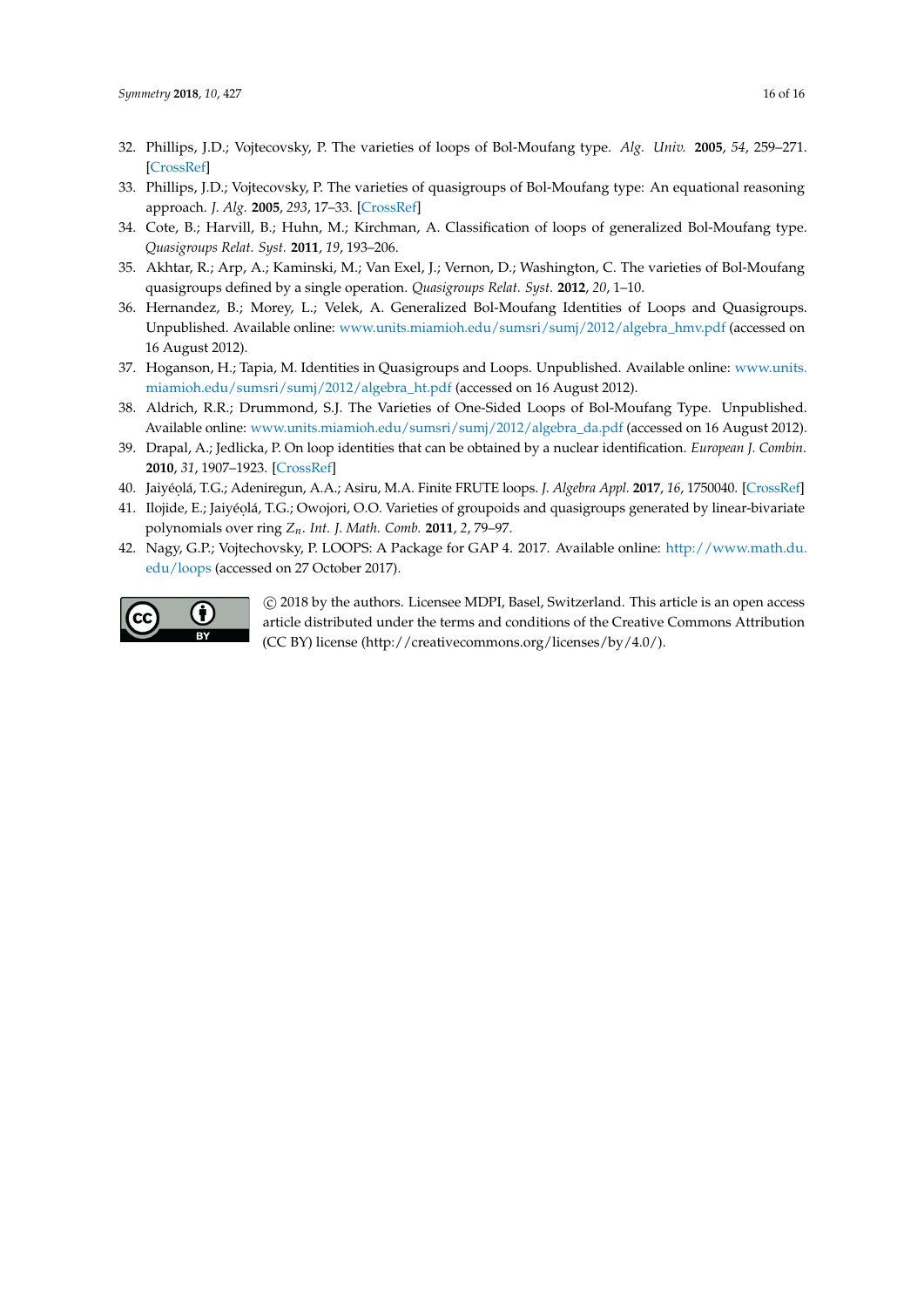32. Phillips, J.D.; Vojtecovsky, P. The varieties of loops of Bol-Moufang type. *Alg. Univ.* **2005**, *54*, 259–271. [CrossRef]
33. Phillips, J.D.; Vojtecovsky, P. The varieties of quasigroups of Bol-Moufang type: An equational reasoning approach. *J. Alg.* **2005**, *293*, 17–33. [CrossRef]
34. Cote, B.; Harvill, B.; Huhn, M.; Kirchman, A. Classification of loops of generalized Bol-Moufang type. *Quasigroups Relat. Syst.* **2011**, *19*, 193–206.
35. Akhtar, R.; Arp, A.; Kaminski, M.; Van Exel, J.; Vernon, D.; Washington, C. The varieties of Bol-Moufang quasigroups defined by a single operation. *Quasigroups Relat. Syst.* **2012**, *20*, 1–10.
36. Hernandez, B.; Morey, L.; Velek, A. Generalized Bol-Moufang Identities of Loops and Quasigroups. Unpublished. Available online: www.units.miamioh.edu/sumsri/sumj/2012/algebra_hmv.pdf (accessed on 16 August 2012).
37. Hoganson, H.; Tapia, M. Identities in Quasigroups and Loops. Unpublished. Available online: www.units.miamioh.edu/sumsri/sumj/2012/algebra_ht.pdf (accessed on 16 August 2012).
38. Aldrich, R.R.; Drummond, S.J. The Varieties of One-Sided Loops of Bol-Moufang Type. Unpublished. Available online: www.units.miamioh.edu/sumsri/sumj/2012/algebra_da.pdf (accessed on 16 August 2012).
39. Drapal, A.; Jedlicka, P. On loop identities that can be obtained by a nuclear identification. *European J. Combin.* **2010**, *31*, 1907–1923. [CrossRef]
40. Jaiyéọlá, T.G.; Adeniregun, A.A.; Asiru, M.A. Finite FRUTE loops. *J. Algebra Appl.* **2017**, *16*, 1750040. [CrossRef]
41. Ilojide, E.; Jaiyéọlá, T.G.; Owojori, O.O. Varieties of groupoids and quasigroups generated by linear-bivariate polynomials over ring $Z_n$. *Int. J. Math. Comb.* **2011**, *2*, 79–97.
42. Nagy, G.P.; Vojtechovsky, P. LOOPS: A Package for GAP 4. 2017. Available online: http://www.math.du.edu/loops (accessed on 27 October 2017).

© 2018 by the authors. Licensee MDPI, Basel, Switzerland. This article is an open access article distributed under the terms and conditions of the Creative Commons Attribution (CC BY) license (http://creativecommons.org/licenses/by/4.0/).